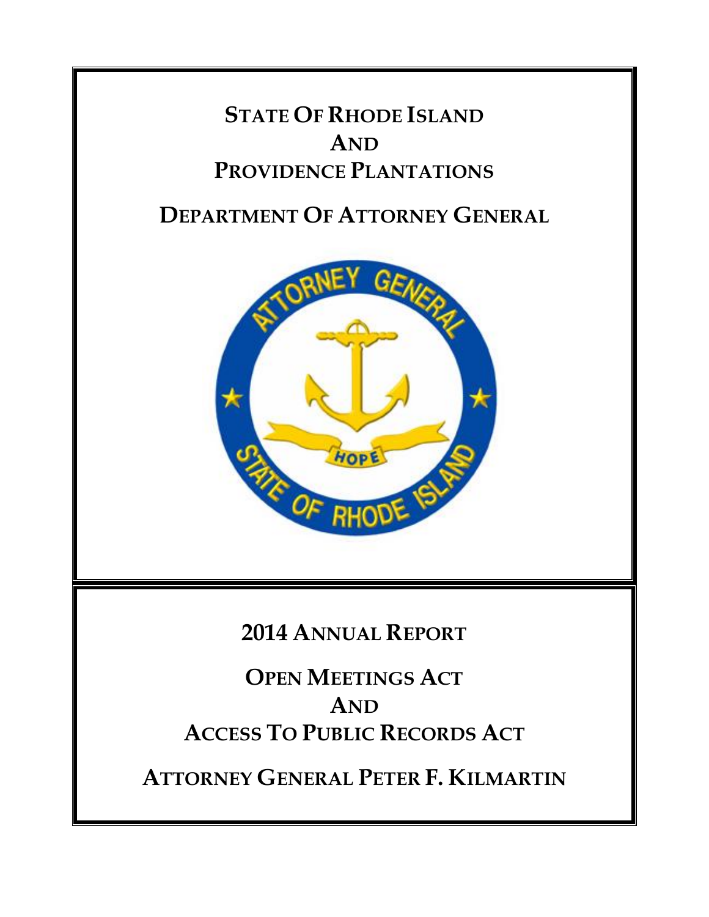# STATE OF RHODE ISLAND AND PROVIDENCE PLANTATIONS

# DEPARTMENT OF ATTORNEY GENERAL

## 2014 ANNUAL REPORT

## OPEN MEETINGS ACT AND ACCESS TO PUBLIC RECORDS ACT

## ATTORNEY GENERAL PETER F. KILMARTIN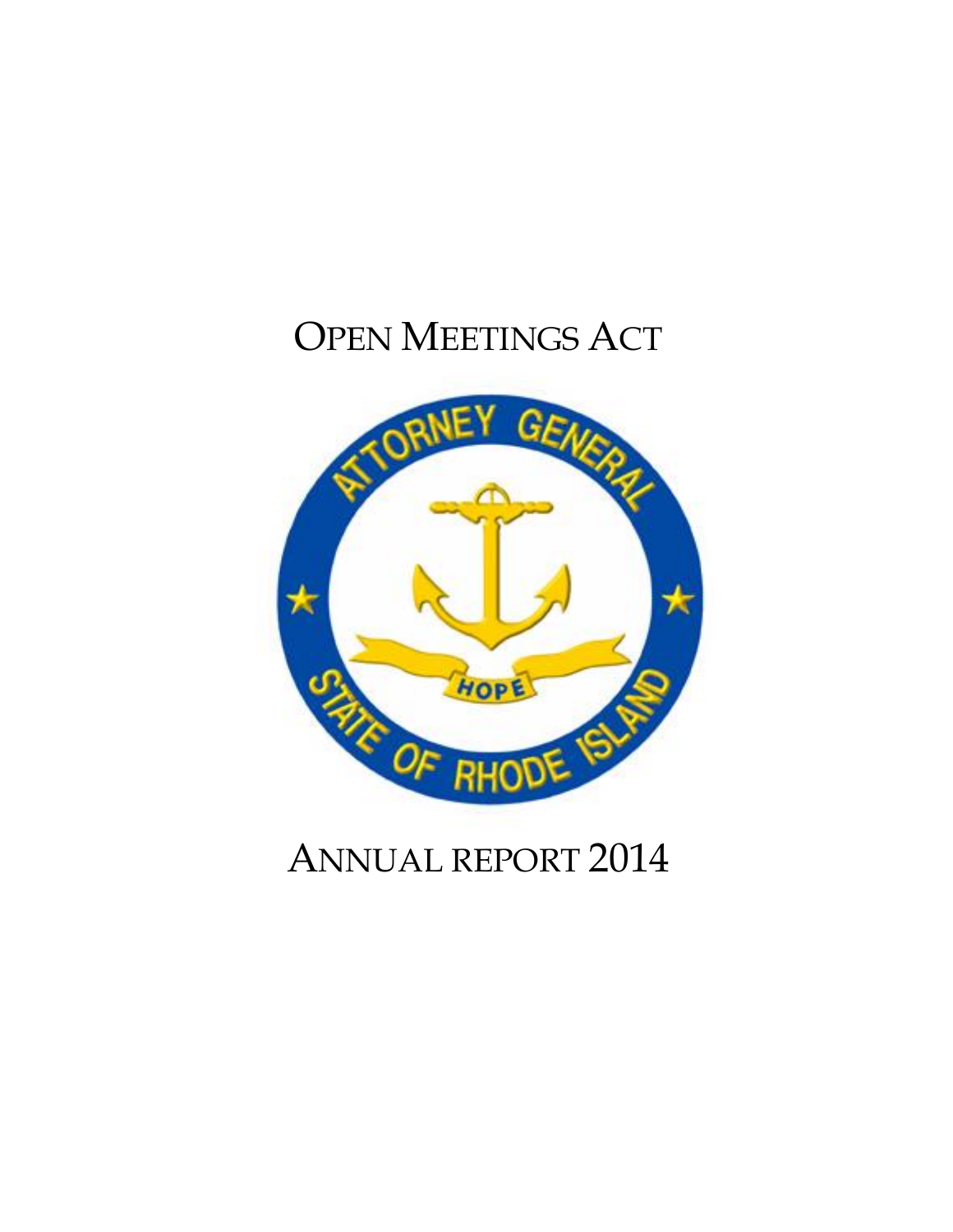# OPEN MEETINGS ACT

# ANNUAL REPORT 2014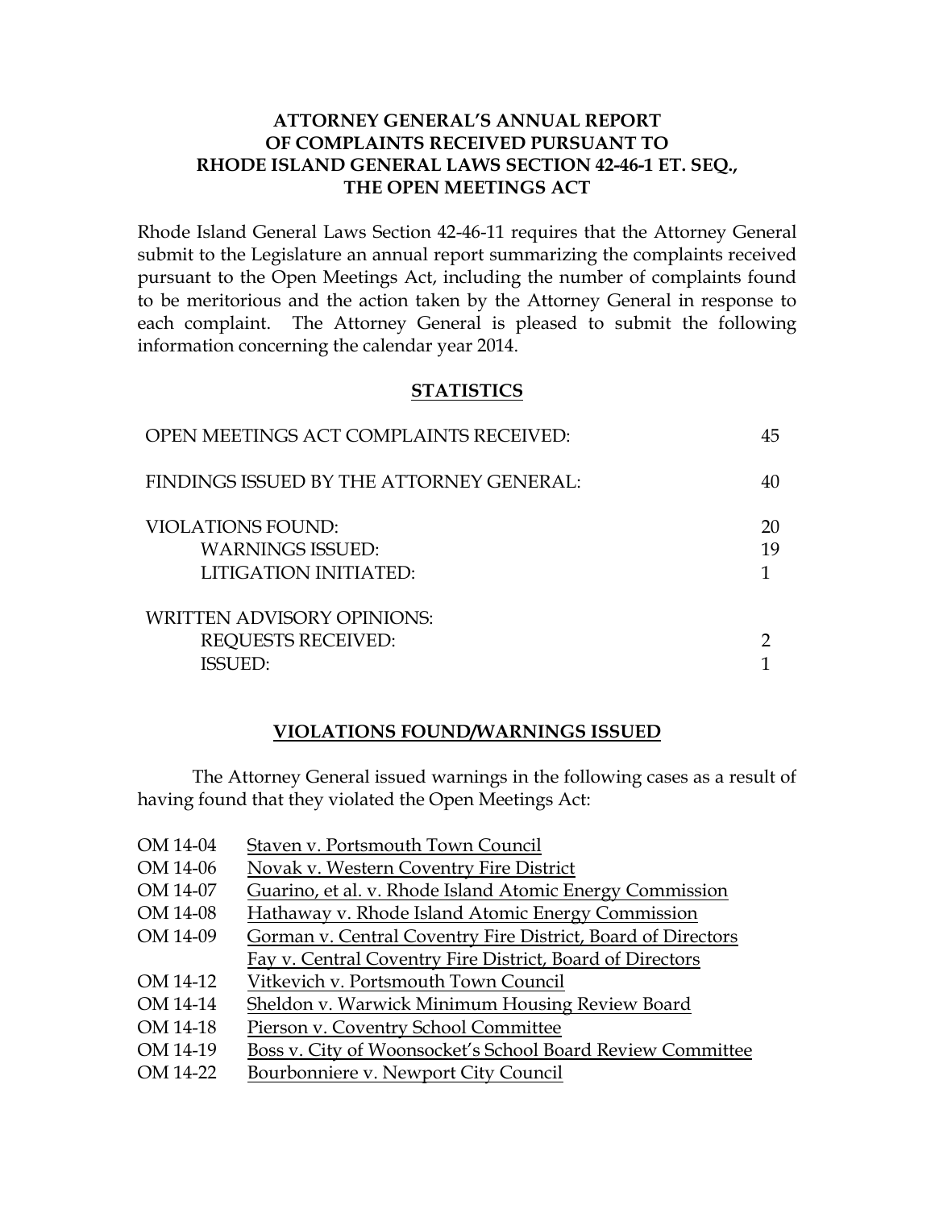**ATTORNEY GENERAL'S ANNUAL REPORT**
**OF COMPLAINTS RECEIVED PURSUANT TO**
**RHODE ISLAND GENERAL LAWS SECTION 42-46-1 ET. SEQ.,**
**THE OPEN MEETINGS ACT**

Rhode Island General Laws Section 42-46-11 requires that the Attorney General submit to the Legislature an annual report summarizing the complaints received pursuant to the Open Meetings Act, including the number of complaints found to be meritorious and the action taken by the Attorney General in response to each complaint. The Attorney General is pleased to submit the following information concerning the calendar year 2014.

## STATISTICS

| | |
|---|---|
| OPEN MEETINGS ACT COMPLAINTS RECEIVED: | 45 |
| FINDINGS ISSUED BY THE ATTORNEY GENERAL: | 40 |
| VIOLATIONS FOUND: | 20 |
| WARNINGS ISSUED: | 19 |
| LITIGATION INITIATED: | 1 |
| WRITTEN ADVISORY OPINIONS: | |
| REQUESTS RECEIVED: | 2 |
| ISSUED: | 1 |

## VIOLATIONS FOUND/WARNINGS ISSUED

The Attorney General issued warnings in the following cases as a result of having found that they violated the Open Meetings Act:

| | |
|---|---|
| OM 14-04 | Staven v. Portsmouth Town Council |
| OM 14-06 | Novak v. Western Coventry Fire District |
| OM 14-07 | Guarino, et al. v. Rhode Island Atomic Energy Commission |
| OM 14-08 | Hathaway v. Rhode Island Atomic Energy Commission |
| OM 14-09 | Gorman v. Central Coventry Fire District, Board of Directors |
| | Fay v. Central Coventry Fire District, Board of Directors |
| OM 14-12 | Vitkevich v. Portsmouth Town Council |
| OM 14-14 | Sheldon v. Warwick Minimum Housing Review Board |
| OM 14-18 | Pierson v. Coventry School Committee |
| OM 14-19 | Boss v. City of Woonsocket's School Board Review Committee |
| OM 14-22 | Bourbonniere v. Newport City Council |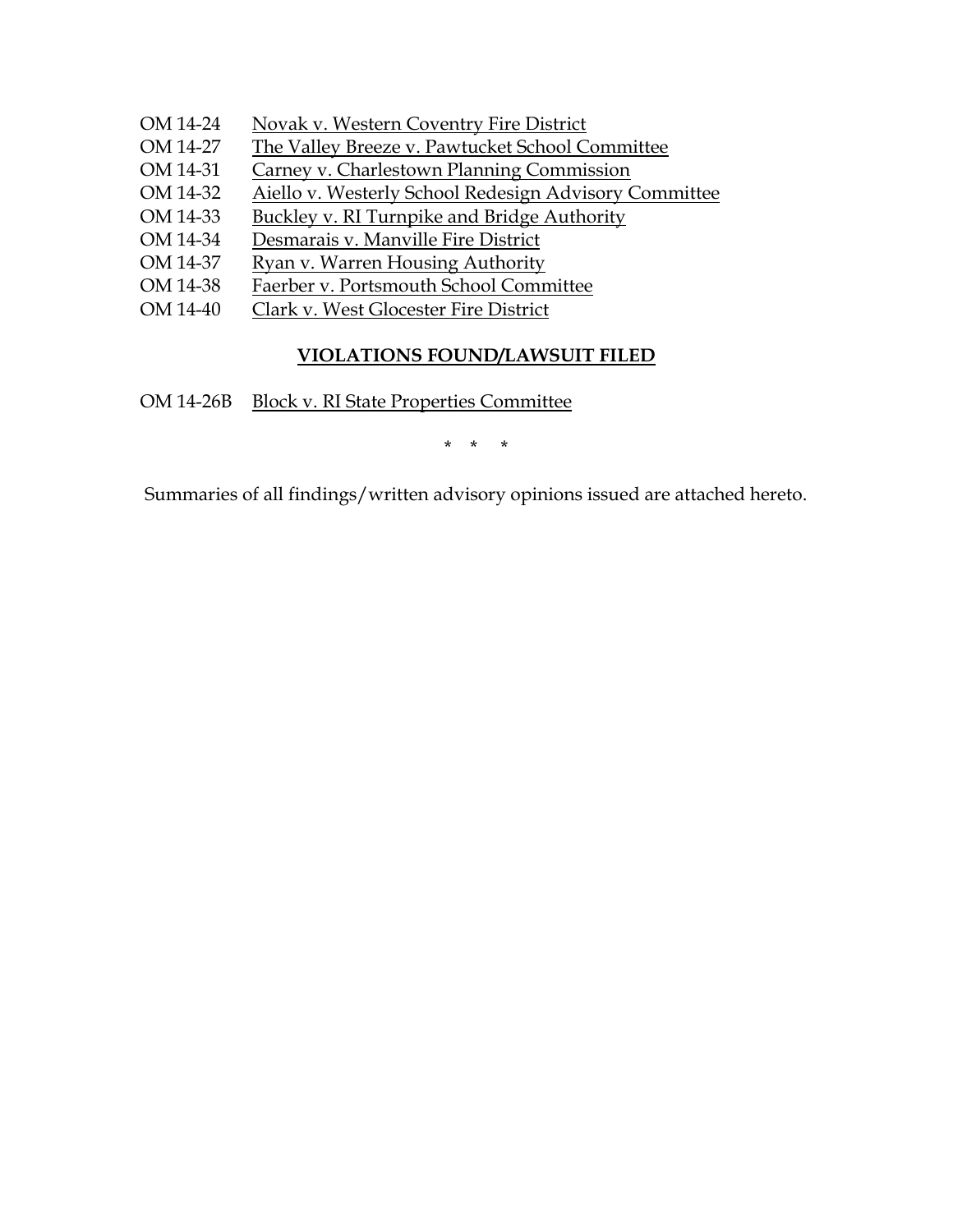OM 14-24 Novak v. Western Coventry Fire District
OM 14-27 The Valley Breeze v. Pawtucket School Committee
OM 14-31 Carney v. Charlestown Planning Commission
OM 14-32 Aiello v. Westerly School Redesign Advisory Committee
OM 14-33 Buckley v. RI Turnpike and Bridge Authority
OM 14-34 Desmarais v. Manville Fire District
OM 14-37 Ryan v. Warren Housing Authority
OM 14-38 Faerber v. Portsmouth School Committee
OM 14-40 Clark v. West Glocester Fire District

**VIOLATIONS FOUND/LAWSUIT FILED**

OM 14-26B Block v. RI State Properties Committee

\* \* \*

Summaries of all findings/written advisory opinions issued are attached hereto.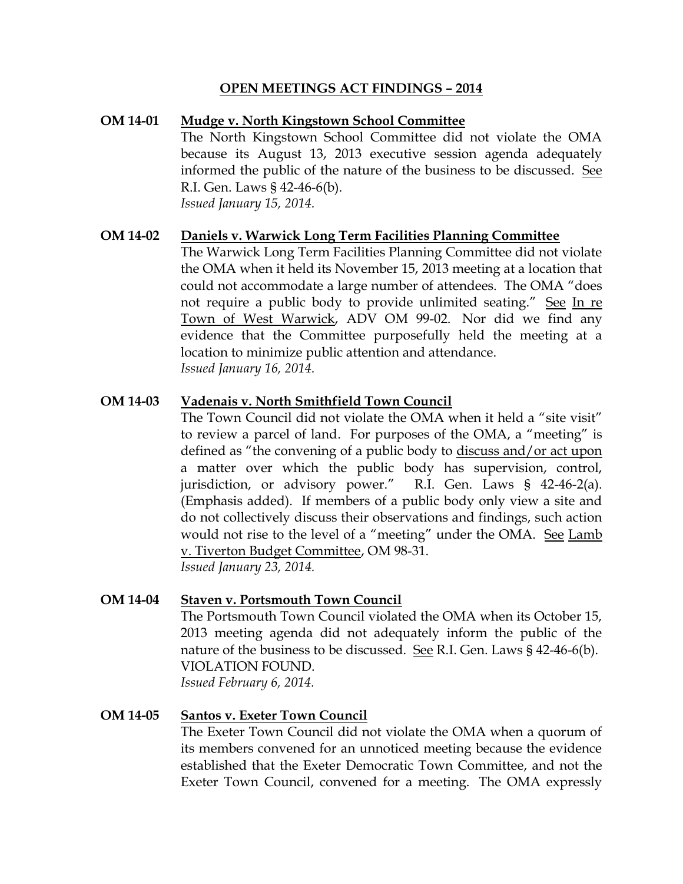## OPEN MEETINGS ACT FINDINGS – 2014

**OM 14-01 Mudge v. North Kingstown School Committee**

The North Kingstown School Committee did not violate the OMA because its August 13, 2013 executive session agenda adequately informed the public of the nature of the business to be discussed. See R.I. Gen. Laws § 42-46-6(b).
*Issued January 15, 2014.*

**OM 14-02 Daniels v. Warwick Long Term Facilities Planning Committee**

The Warwick Long Term Facilities Planning Committee did not violate the OMA when it held its November 15, 2013 meeting at a location that could not accommodate a large number of attendees. The OMA "does not require a public body to provide unlimited seating." See In re Town of West Warwick, ADV OM 99-02. Nor did we find any evidence that the Committee purposefully held the meeting at a location to minimize public attention and attendance.
*Issued January 16, 2014.*

**OM 14-03 Vadenais v. North Smithfield Town Council**

The Town Council did not violate the OMA when it held a "site visit" to review a parcel of land. For purposes of the OMA, a "meeting" is defined as "the convening of a public body to discuss and/or act upon a matter over which the public body has supervision, control, jurisdiction, or advisory power." R.I. Gen. Laws § 42-46-2(a). (Emphasis added). If members of a public body only view a site and do not collectively discuss their observations and findings, such action would not rise to the level of a "meeting" under the OMA. See Lamb v. Tiverton Budget Committee, OM 98-31.
*Issued January 23, 2014.*

**OM 14-04 Staven v. Portsmouth Town Council**

The Portsmouth Town Council violated the OMA when its October 15, 2013 meeting agenda did not adequately inform the public of the nature of the business to be discussed. See R.I. Gen. Laws § 42-46-6(b). VIOLATION FOUND.
*Issued February 6, 2014.*

**OM 14-05 Santos v. Exeter Town Council**

The Exeter Town Council did not violate the OMA when a quorum of its members convened for an unnoticed meeting because the evidence established that the Exeter Democratic Town Committee, and not the Exeter Town Council, convened for a meeting. The OMA expressly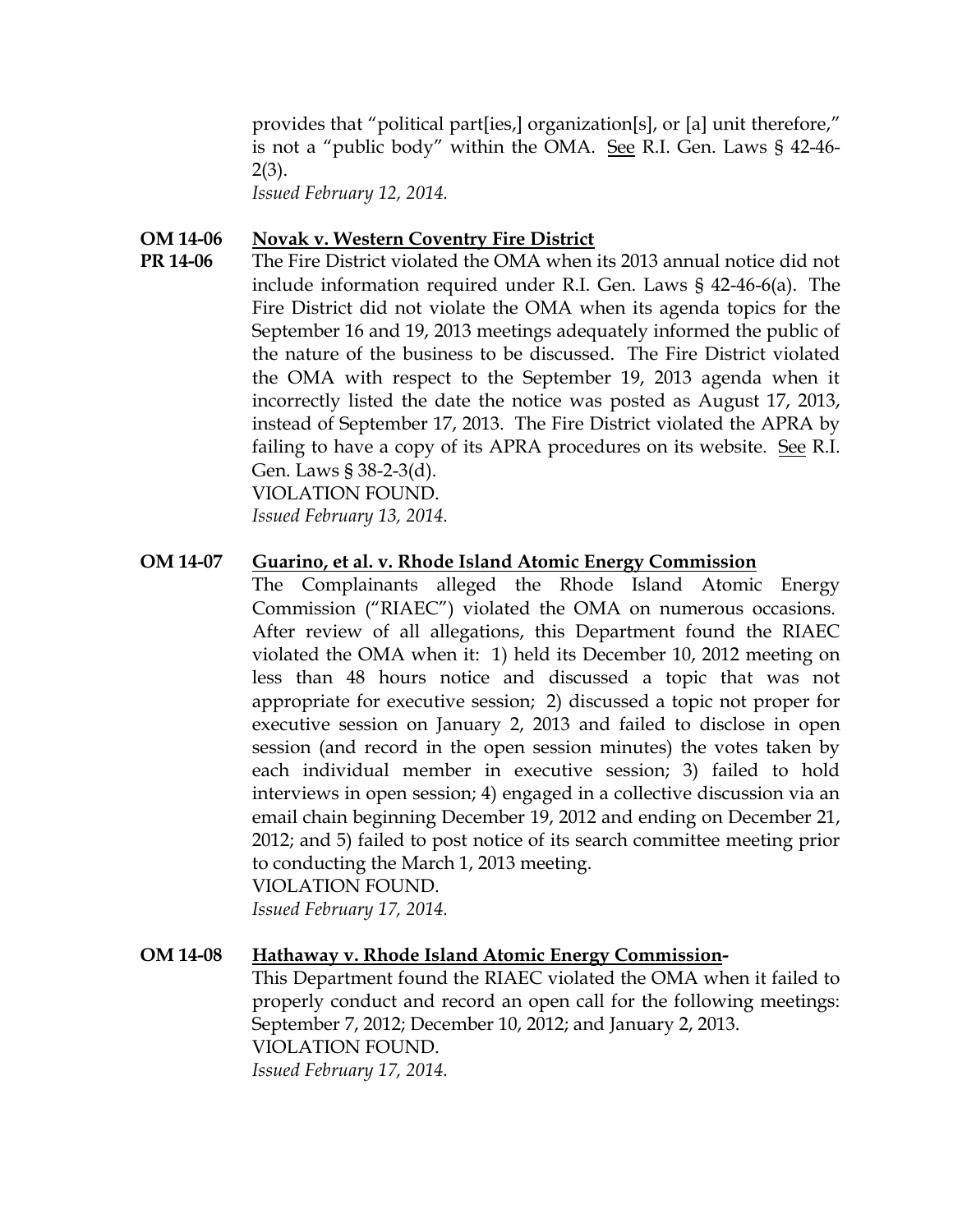provides that "political part[ies,] organization[s], or [a] unit therefore," is not a "public body" within the OMA. See R.I. Gen. Laws § 42-46-2(3).
*Issued February 12, 2014.*

**OM 14-06** **Novak v. Western Coventry Fire District**
**PR 14-06** The Fire District violated the OMA when its 2013 annual notice did not include information required under R.I. Gen. Laws § 42-46-6(a). The Fire District did not violate the OMA when its agenda topics for the September 16 and 19, 2013 meetings adequately informed the public of the nature of the business to be discussed. The Fire District violated the OMA with respect to the September 19, 2013 agenda when it incorrectly listed the date the notice was posted as August 17, 2013, instead of September 17, 2013. The Fire District violated the APRA by failing to have a copy of its APRA procedures on its website. See R.I. Gen. Laws § 38-2-3(d).
VIOLATION FOUND.
*Issued February 13, 2014.*

**OM 14-07** **Guarino, et al. v. Rhode Island Atomic Energy Commission**
The Complainants alleged the Rhode Island Atomic Energy Commission ("RIAEC") violated the OMA on numerous occasions. After review of all allegations, this Department found the RIAEC violated the OMA when it: 1) held its December 10, 2012 meeting on less than 48 hours notice and discussed a topic that was not appropriate for executive session; 2) discussed a topic not proper for executive session on January 2, 2013 and failed to disclose in open session (and record in the open session minutes) the votes taken by each individual member in executive session; 3) failed to hold interviews in open session; 4) engaged in a collective discussion via an email chain beginning December 19, 2012 and ending on December 21, 2012; and 5) failed to post notice of its search committee meeting prior to conducting the March 1, 2013 meeting.
VIOLATION FOUND.
*Issued February 17, 2014.*

**OM 14-08** **Hathaway v. Rhode Island Atomic Energy Commission-**
This Department found the RIAEC violated the OMA when it failed to properly conduct and record an open call for the following meetings: September 7, 2012; December 10, 2012; and January 2, 2013.
VIOLATION FOUND.
*Issued February 17, 2014.*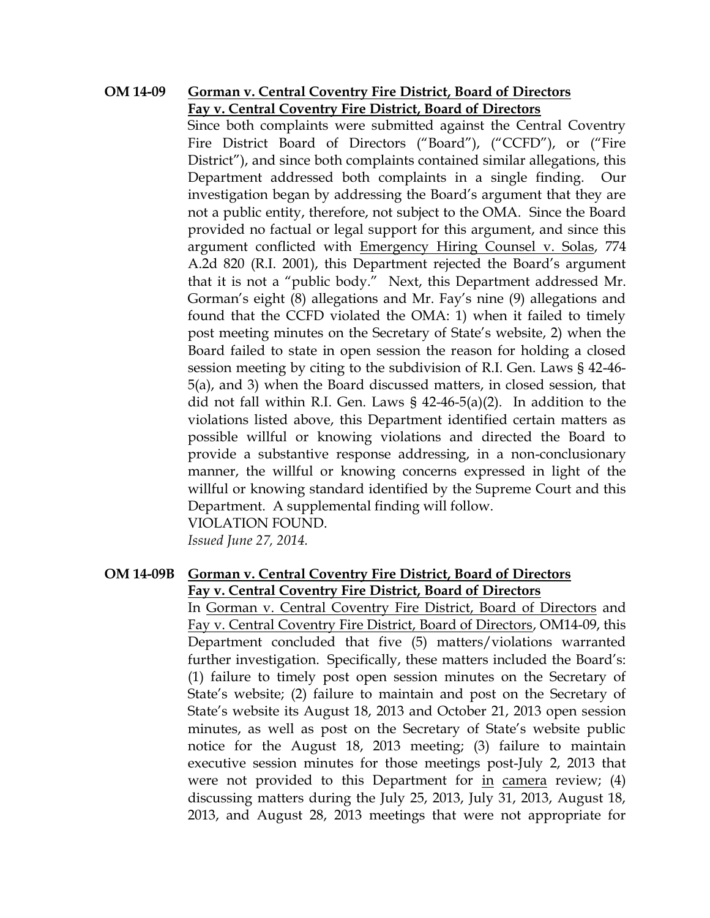**OM 14-09** **Gorman v. Central Coventry Fire District, Board of Directors**
**Fay v. Central Coventry Fire District, Board of Directors**

Since both complaints were submitted against the Central Coventry Fire District Board of Directors ("Board"), ("CCFD"), or ("Fire District"), and since both complaints contained similar allegations, this Department addressed both complaints in a single finding. Our investigation began by addressing the Board's argument that they are not a public entity, therefore, not subject to the OMA. Since the Board provided no factual or legal support for this argument, and since this argument conflicted with Emergency Hiring Counsel v. Solas, 774 A.2d 820 (R.I. 2001), this Department rejected the Board's argument that it is not a "public body." Next, this Department addressed Mr. Gorman's eight (8) allegations and Mr. Fay's nine (9) allegations and found that the CCFD violated the OMA: 1) when it failed to timely post meeting minutes on the Secretary of State's website, 2) when the Board failed to state in open session the reason for holding a closed session meeting by citing to the subdivision of R.I. Gen. Laws § 42-46-5(a), and 3) when the Board discussed matters, in closed session, that did not fall within R.I. Gen. Laws § 42-46-5(a)(2). In addition to the violations listed above, this Department identified certain matters as possible willful or knowing violations and directed the Board to provide a substantive response addressing, in a non-conclusionary manner, the willful or knowing concerns expressed in light of the willful or knowing standard identified by the Supreme Court and this Department. A supplemental finding will follow.

VIOLATION FOUND.

*Issued June 27, 2014.*

**OM 14-09B** **Gorman v. Central Coventry Fire District, Board of Directors**
**Fay v. Central Coventry Fire District, Board of Directors**

In Gorman v. Central Coventry Fire District, Board of Directors and Fay v. Central Coventry Fire District, Board of Directors, OM14-09, this Department concluded that five (5) matters/violations warranted further investigation. Specifically, these matters included the Board's: (1) failure to timely post open session minutes on the Secretary of State's website; (2) failure to maintain and post on the Secretary of State's website its August 18, 2013 and October 21, 2013 open session minutes, as well as post on the Secretary of State's website public notice for the August 18, 2013 meeting; (3) failure to maintain executive session minutes for those meetings post-July 2, 2013 that were not provided to this Department for in camera review; (4) discussing matters during the July 25, 2013, July 31, 2013, August 18, 2013, and August 28, 2013 meetings that were not appropriate for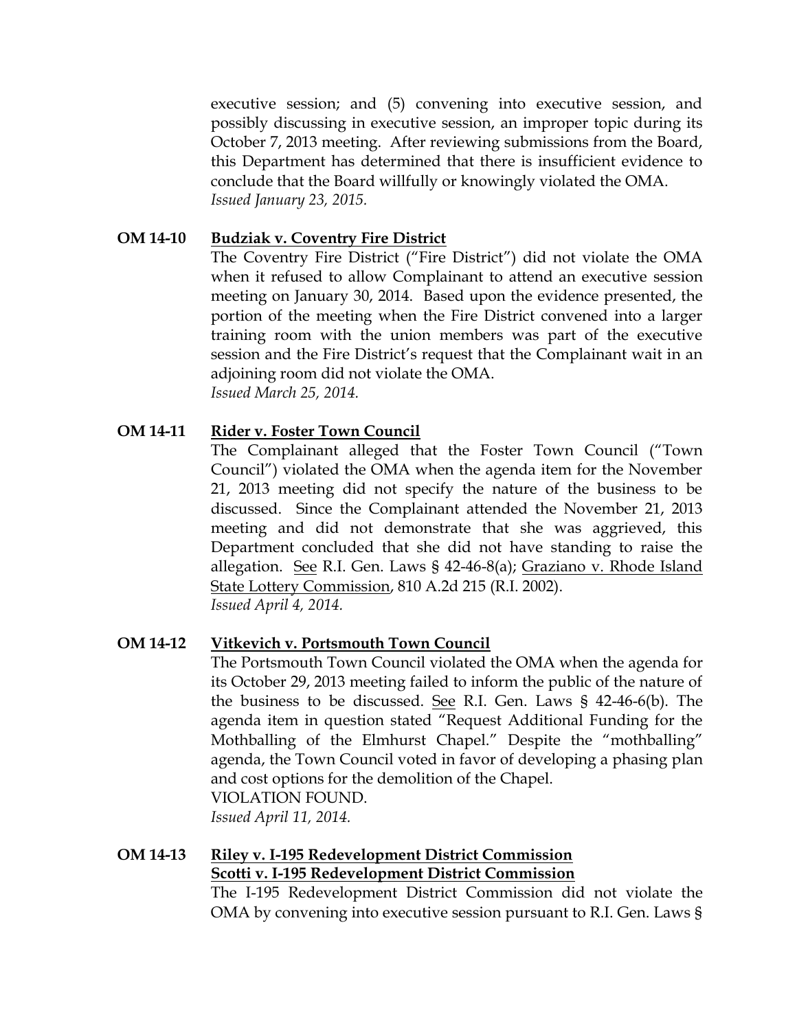executive session; and (5) convening into executive session, and possibly discussing in executive session, an improper topic during its October 7, 2013 meeting. After reviewing submissions from the Board, this Department has determined that there is insufficient evidence to conclude that the Board willfully or knowingly violated the OMA.
*Issued January 23, 2015.*

**OM 14-10** **<u>Budziak v. Coventry Fire District</u>**

The Coventry Fire District ("Fire District") did not violate the OMA when it refused to allow Complainant to attend an executive session meeting on January 30, 2014. Based upon the evidence presented, the portion of the meeting when the Fire District convened into a larger training room with the union members was part of the executive session and the Fire District's request that the Complainant wait in an adjoining room did not violate the OMA.
*Issued March 25, 2014.*

**OM 14-11** **<u>Rider v. Foster Town Council</u>**

The Complainant alleged that the Foster Town Council ("Town Council") violated the OMA when the agenda item for the November 21, 2013 meeting did not specify the nature of the business to be discussed. Since the Complainant attended the November 21, 2013 meeting and did not demonstrate that she was aggrieved, this Department concluded that she did not have standing to raise the allegation. <u>See</u> R.I. Gen. Laws § 42-46-8(a); <u>Graziano v. Rhode Island State Lottery Commission</u>, 810 A.2d 215 (R.I. 2002).
*Issued April 4, 2014.*

**OM 14-12** **<u>Vitkevich v. Portsmouth Town Council</u>**

The Portsmouth Town Council violated the OMA when the agenda for its October 29, 2013 meeting failed to inform the public of the nature of the business to be discussed. <u>See</u> R.I. Gen. Laws § 42-46-6(b). The agenda item in question stated "Request Additional Funding for the Mothballing of the Elmhurst Chapel." Despite the "mothballing" agenda, the Town Council voted in favor of developing a phasing plan and cost options for the demolition of the Chapel.
VIOLATION FOUND.
*Issued April 11, 2014.*

**OM 14-13** **<u>Riley v. I-195 Redevelopment District Commission</u>**
**<u>Scotti v. I-195 Redevelopment District Commission</u>**

The I-195 Redevelopment District Commission did not violate the OMA by convening into executive session pursuant to R.I. Gen. Laws §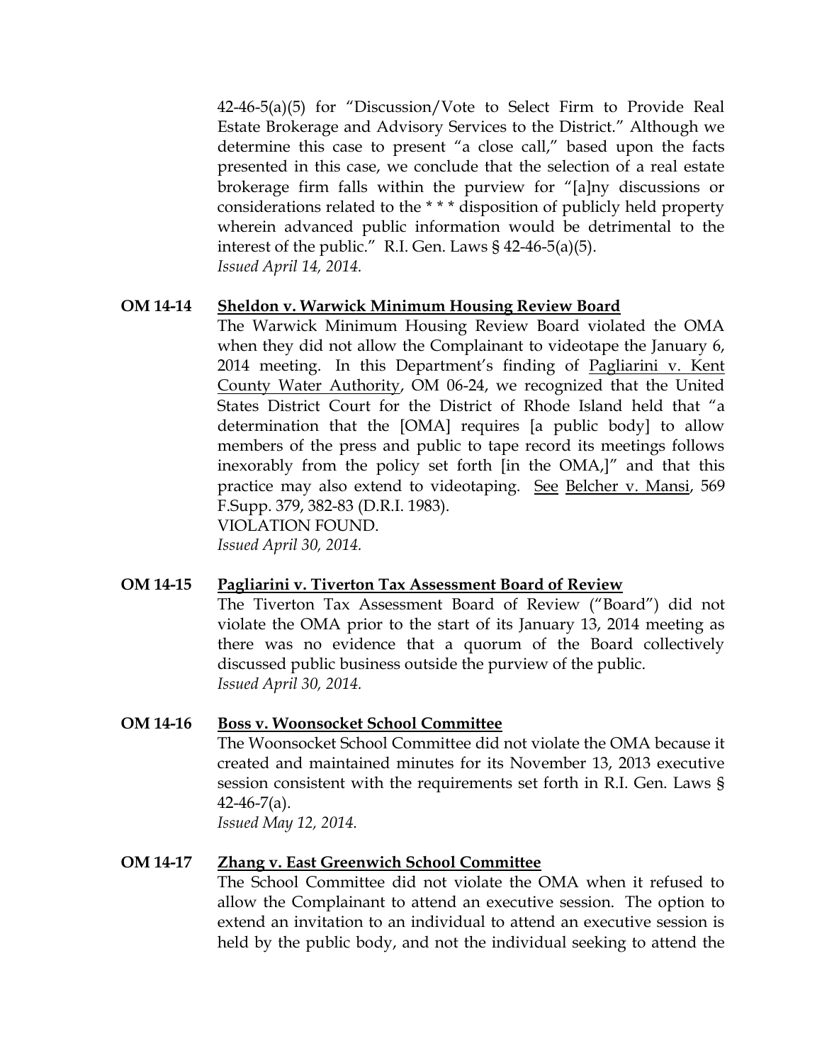42-46-5(a)(5) for "Discussion/Vote to Select Firm to Provide Real Estate Brokerage and Advisory Services to the District." Although we determine this case to present "a close call," based upon the facts presented in this case, we conclude that the selection of a real estate brokerage firm falls within the purview for "[a]ny discussions or considerations related to the * * * disposition of publicly held property wherein advanced public information would be detrimental to the interest of the public." R.I. Gen. Laws § 42-46-5(a)(5).
*Issued April 14, 2014.*

**OM 14-14** **Sheldon v. Warwick Minimum Housing Review Board**

The Warwick Minimum Housing Review Board violated the OMA when they did not allow the Complainant to videotape the January 6, 2014 meeting. In this Department's finding of Pagliarini v. Kent County Water Authority, OM 06-24, we recognized that the United States District Court for the District of Rhode Island held that "a determination that the [OMA] requires [a public body] to allow members of the press and public to tape record its meetings follows inexorably from the policy set forth [in the OMA,]" and that this practice may also extend to videotaping. See Belcher v. Mansi, 569 F.Supp. 379, 382-83 (D.R.I. 1983).
VIOLATION FOUND.
*Issued April 30, 2014.*

**OM 14-15** **Pagliarini v. Tiverton Tax Assessment Board of Review**

The Tiverton Tax Assessment Board of Review ("Board") did not violate the OMA prior to the start of its January 13, 2014 meeting as there was no evidence that a quorum of the Board collectively discussed public business outside the purview of the public.
*Issued April 30, 2014.*

**OM 14-16** **Boss v. Woonsocket School Committee**

The Woonsocket School Committee did not violate the OMA because it created and maintained minutes for its November 13, 2013 executive session consistent with the requirements set forth in R.I. Gen. Laws § 42-46-7(a).
*Issued May 12, 2014.*

**OM 14-17** **Zhang v. East Greenwich School Committee**

The School Committee did not violate the OMA when it refused to allow the Complainant to attend an executive session. The option to extend an invitation to an individual to attend an executive session is held by the public body, and not the individual seeking to attend the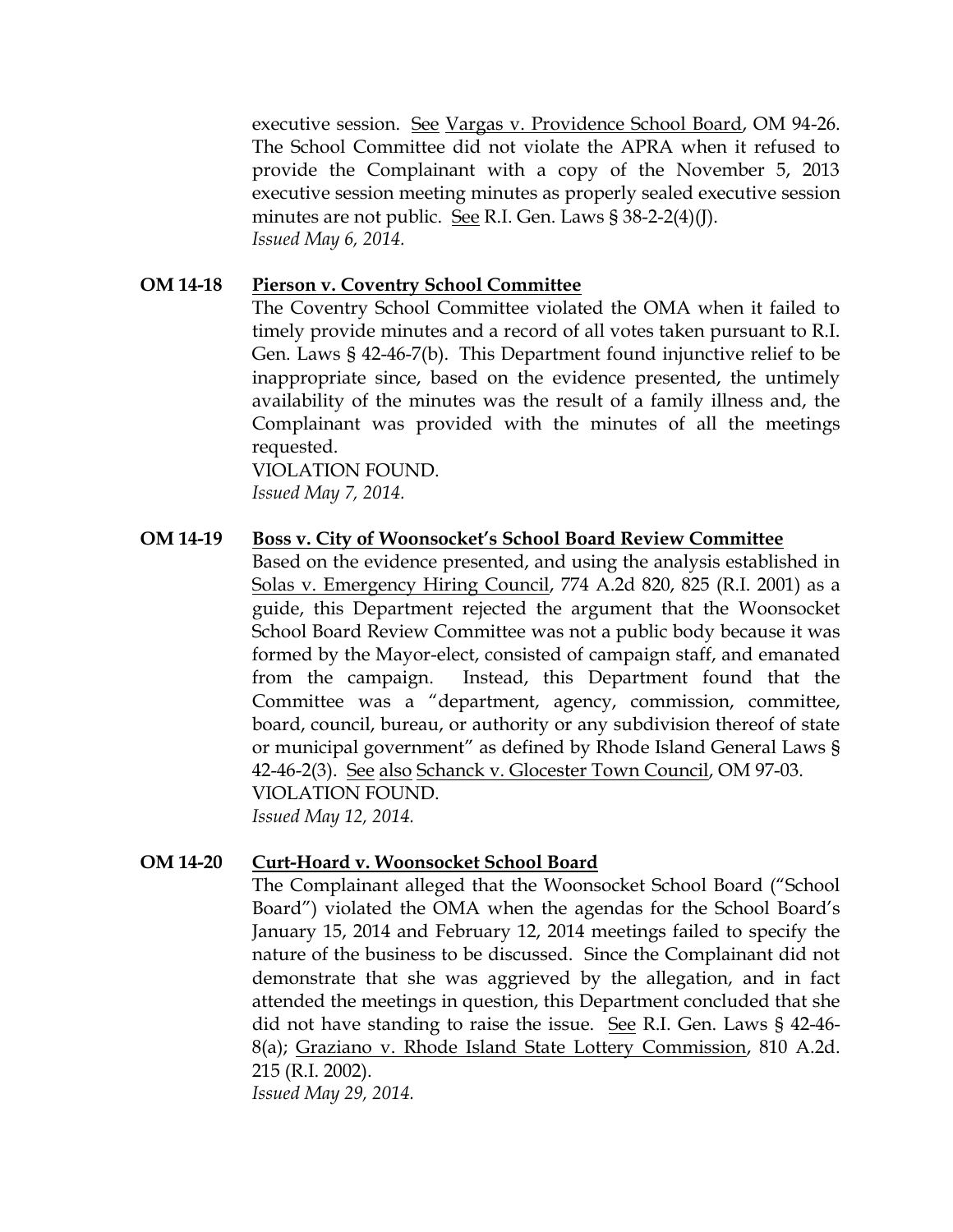executive session. <u>See</u> <u>Vargas v. Providence School Board</u>, OM 94-26. The School Committee did not violate the APRA when it refused to provide the Complainant with a copy of the November 5, 2013 executive session meeting minutes as properly sealed executive session minutes are not public. <u>See</u> R.I. Gen. Laws § 38-2-2(4)(J).
*Issued May 6, 2014.*

**OM 14-18 <u>Pierson v. Coventry School Committee</u>**

The Coventry School Committee violated the OMA when it failed to timely provide minutes and a record of all votes taken pursuant to R.I. Gen. Laws § 42-46-7(b). This Department found injunctive relief to be inappropriate since, based on the evidence presented, the untimely availability of the minutes was the result of a family illness and, the Complainant was provided with the minutes of all the meetings requested.
VIOLATION FOUND.
*Issued May 7, 2014.*

**OM 14-19 <u>Boss v. City of Woonsocket's School Board Review Committee</u>**

Based on the evidence presented, and using the analysis established in <u>Solas v. Emergency Hiring Council</u>, 774 A.2d 820, 825 (R.I. 2001) as a guide, this Department rejected the argument that the Woonsocket School Board Review Committee was not a public body because it was formed by the Mayor-elect, consisted of campaign staff, and emanated from the campaign. Instead, this Department found that the Committee was a "department, agency, commission, committee, board, council, bureau, or authority or any subdivision thereof of state or municipal government" as defined by Rhode Island General Laws § 42-46-2(3). <u>See</u> <u>also</u> <u>Schanck v. Glocester Town Council</u>, OM 97-03.
VIOLATION FOUND.
*Issued May 12, 2014.*

**OM 14-20 <u>Curt-Hoard v. Woonsocket School Board</u>**

The Complainant alleged that the Woonsocket School Board ("School Board") violated the OMA when the agendas for the School Board's January 15, 2014 and February 12, 2014 meetings failed to specify the nature of the business to be discussed. Since the Complainant did not demonstrate that she was aggrieved by the allegation, and in fact attended the meetings in question, this Department concluded that she did not have standing to raise the issue. <u>See</u> R.I. Gen. Laws § 42-46-8(a); <u>Graziano v. Rhode Island State Lottery Commission</u>, 810 A.2d. 215 (R.I. 2002).
*Issued May 29, 2014.*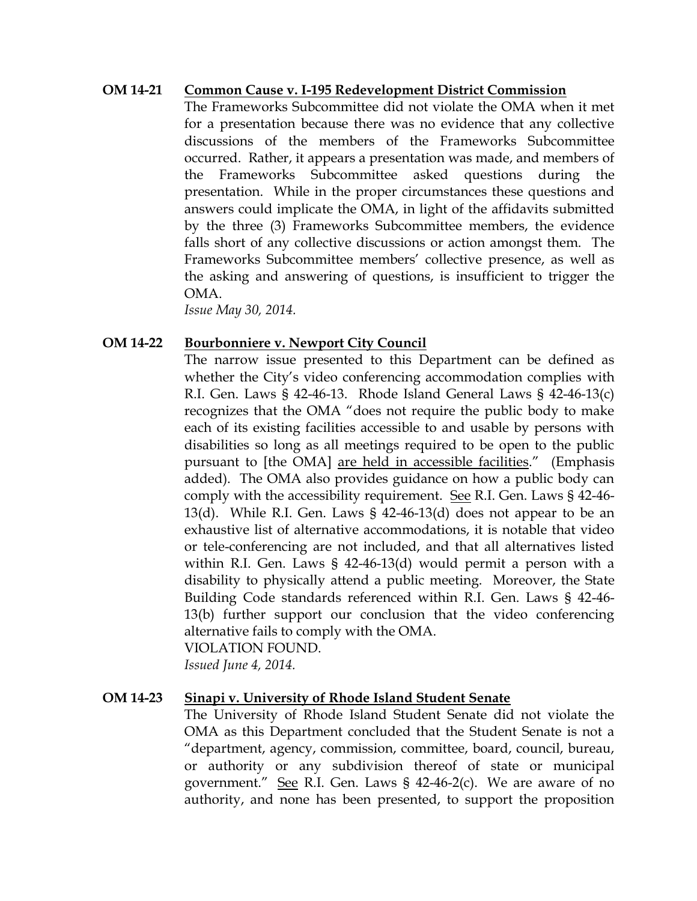**OM 14-21** **<u>Common Cause v. I-195 Redevelopment District Commission</u>**

The Frameworks Subcommittee did not violate the OMA when it met for a presentation because there was no evidence that any collective discussions of the members of the Frameworks Subcommittee occurred. Rather, it appears a presentation was made, and members of the Frameworks Subcommittee asked questions during the presentation. While in the proper circumstances these questions and answers could implicate the OMA, in light of the affidavits submitted by the three (3) Frameworks Subcommittee members, the evidence falls short of any collective discussions or action amongst them. The Frameworks Subcommittee members' collective presence, as well as the asking and answering of questions, is insufficient to trigger the OMA.

*Issue May 30, 2014.*

**OM 14-22** **<u>Bourbonniere v. Newport City Council</u>**

The narrow issue presented to this Department can be defined as whether the City's video conferencing accommodation complies with R.I. Gen. Laws § 42-46-13. Rhode Island General Laws § 42-46-13(c) recognizes that the OMA "does not require the public body to make each of its existing facilities accessible to and usable by persons with disabilities so long as all meetings required to be open to the public pursuant to [the OMA] <u>are held in accessible facilities</u>." (Emphasis added). The OMA also provides guidance on how a public body can comply with the accessibility requirement. <u>See</u> R.I. Gen. Laws § 42-46-13(d). While R.I. Gen. Laws § 42-46-13(d) does not appear to be an exhaustive list of alternative accommodations, it is notable that video or tele-conferencing are not included, and that all alternatives listed within R.I. Gen. Laws § 42-46-13(d) would permit a person with a disability to physically attend a public meeting. Moreover, the State Building Code standards referenced within R.I. Gen. Laws § 42-46-13(b) further support our conclusion that the video conferencing alternative fails to comply with the OMA.

VIOLATION FOUND.

*Issued June 4, 2014.*

**OM 14-23** **<u>Sinapi v. University of Rhode Island Student Senate</u>**

The University of Rhode Island Student Senate did not violate the OMA as this Department concluded that the Student Senate is not a "department, agency, commission, committee, board, council, bureau, or authority or any subdivision thereof of state or municipal government." <u>See</u> R.I. Gen. Laws § 42-46-2(c). We are aware of no authority, and none has been presented, to support the proposition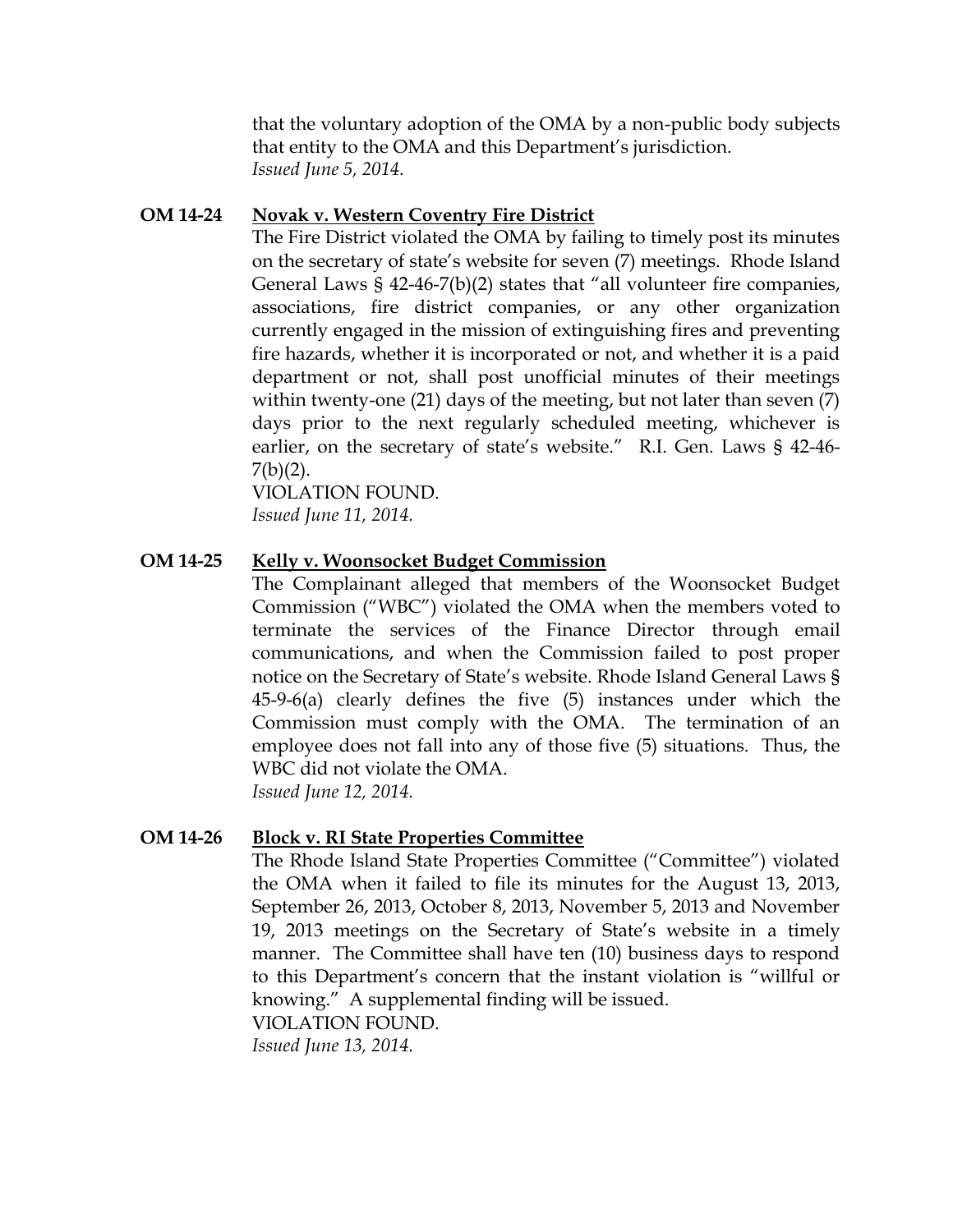that the voluntary adoption of the OMA by a non-public body subjects that entity to the OMA and this Department's jurisdiction.
*Issued June 5, 2014.*

**OM 14-24** **Novak v. Western Coventry Fire District**

The Fire District violated the OMA by failing to timely post its minutes on the secretary of state's website for seven (7) meetings. Rhode Island General Laws § 42-46-7(b)(2) states that "all volunteer fire companies, associations, fire district companies, or any other organization currently engaged in the mission of extinguishing fires and preventing fire hazards, whether it is incorporated or not, and whether it is a paid department or not, shall post unofficial minutes of their meetings within twenty-one (21) days of the meeting, but not later than seven (7) days prior to the next regularly scheduled meeting, whichever is earlier, on the secretary of state's website." R.I. Gen. Laws § 42-46-7(b)(2).
VIOLATION FOUND.
*Issued June 11, 2014.*

**OM 14-25** **Kelly v. Woonsocket Budget Commission**

The Complainant alleged that members of the Woonsocket Budget Commission ("WBC") violated the OMA when the members voted to terminate the services of the Finance Director through email communications, and when the Commission failed to post proper notice on the Secretary of State's website. Rhode Island General Laws § 45-9-6(a) clearly defines the five (5) instances under which the Commission must comply with the OMA. The termination of an employee does not fall into any of those five (5) situations. Thus, the WBC did not violate the OMA.
*Issued June 12, 2014.*

**OM 14-26** **Block v. RI State Properties Committee**

The Rhode Island State Properties Committee ("Committee") violated the OMA when it failed to file its minutes for the August 13, 2013, September 26, 2013, October 8, 2013, November 5, 2013 and November 19, 2013 meetings on the Secretary of State's website in a timely manner. The Committee shall have ten (10) business days to respond to this Department's concern that the instant violation is "willful or knowing." A supplemental finding will be issued.
VIOLATION FOUND.
*Issued June 13, 2014.*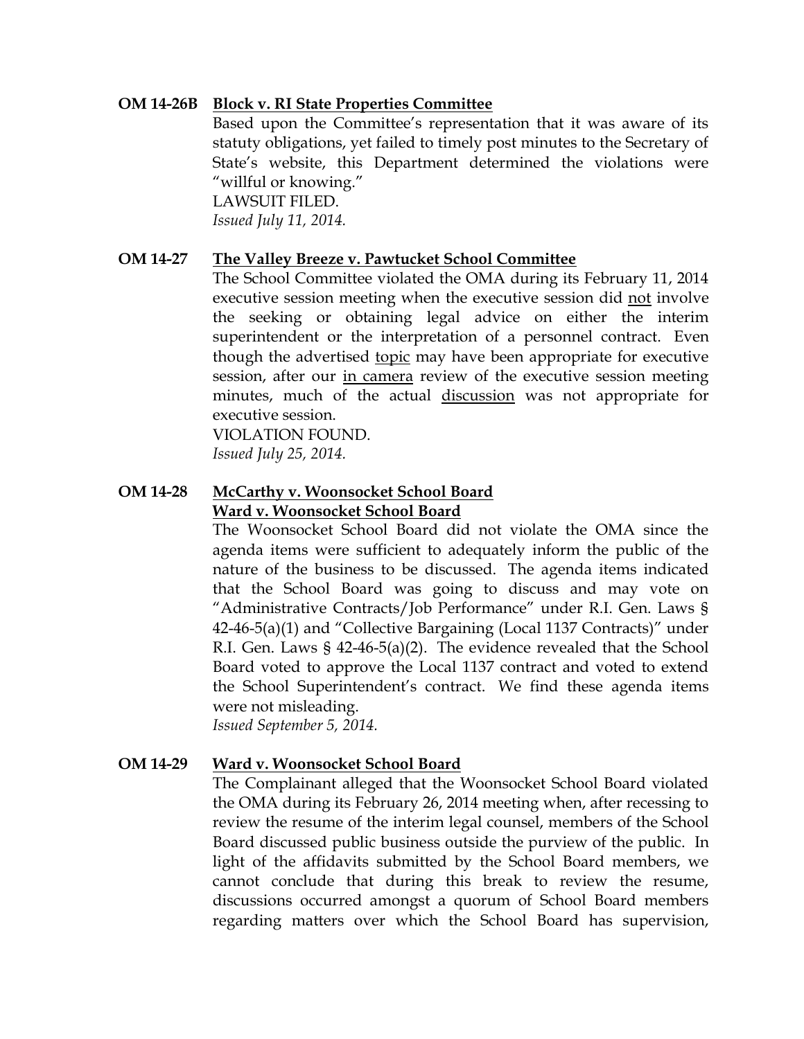**OM 14-26B** **Block v. RI State Properties Committee**

Based upon the Committee's representation that it was aware of its statuty obligations, yet failed to timely post minutes to the Secretary of State's website, this Department determined the violations were "willful or knowing."

LAWSUIT FILED.

*Issued July 11, 2014.*

**OM 14-27** **The Valley Breeze v. Pawtucket School Committee**

The School Committee violated the OMA during its February 11, 2014 executive session meeting when the executive session did not involve the seeking or obtaining legal advice on either the interim superintendent or the interpretation of a personnel contract. Even though the advertised topic may have been appropriate for executive session, after our in camera review of the executive session meeting minutes, much of the actual discussion was not appropriate for executive session.

VIOLATION FOUND.

*Issued July 25, 2014.*

**OM 14-28** **McCarthy v. Woonsocket School Board**
**Ward v. Woonsocket School Board**

The Woonsocket School Board did not violate the OMA since the agenda items were sufficient to adequately inform the public of the nature of the business to be discussed. The agenda items indicated that the School Board was going to discuss and may vote on "Administrative Contracts/Job Performance" under R.I. Gen. Laws § 42-46-5(a)(1) and "Collective Bargaining (Local 1137 Contracts)" under R.I. Gen. Laws § 42-46-5(a)(2). The evidence revealed that the School Board voted to approve the Local 1137 contract and voted to extend the School Superintendent's contract. We find these agenda items were not misleading.

*Issued September 5, 2014.*

**OM 14-29** **Ward v. Woonsocket School Board**

The Complainant alleged that the Woonsocket School Board violated the OMA during its February 26, 2014 meeting when, after recessing to review the resume of the interim legal counsel, members of the School Board discussed public business outside the purview of the public. In light of the affidavits submitted by the School Board members, we cannot conclude that during this break to review the resume, discussions occurred amongst a quorum of School Board members regarding matters over which the School Board has supervision,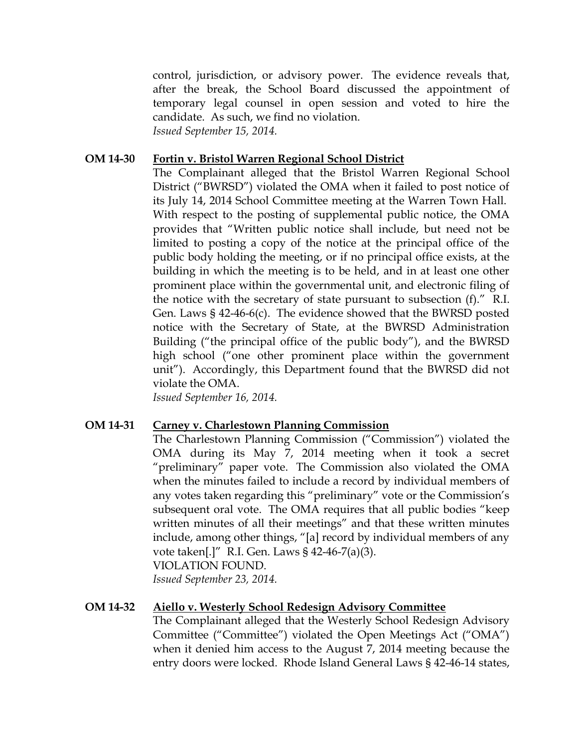control, jurisdiction, or advisory power. The evidence reveals that, after the break, the School Board discussed the appointment of temporary legal counsel in open session and voted to hire the candidate. As such, we find no violation.
*Issued September 15, 2014.*

**OM 14-30** **Fortin v. Bristol Warren Regional School District**

The Complainant alleged that the Bristol Warren Regional School District ("BWRSD") violated the OMA when it failed to post notice of its July 14, 2014 School Committee meeting at the Warren Town Hall. With respect to the posting of supplemental public notice, the OMA provides that "Written public notice shall include, but need not be limited to posting a copy of the notice at the principal office of the public body holding the meeting, or if no principal office exists, at the building in which the meeting is to be held, and in at least one other prominent place within the governmental unit, and electronic filing of the notice with the secretary of state pursuant to subsection (f)." R.I. Gen. Laws § 42-46-6(c). The evidence showed that the BWRSD posted notice with the Secretary of State, at the BWRSD Administration Building ("the principal office of the public body"), and the BWRSD high school ("one other prominent place within the government unit"). Accordingly, this Department found that the BWRSD did not violate the OMA.
*Issued September 16, 2014.*

**OM 14-31** **Carney v. Charlestown Planning Commission**

The Charlestown Planning Commission ("Commission") violated the OMA during its May 7, 2014 meeting when it took a secret "preliminary" paper vote. The Commission also violated the OMA when the minutes failed to include a record by individual members of any votes taken regarding this "preliminary" vote or the Commission's subsequent oral vote. The OMA requires that all public bodies "keep written minutes of all their meetings" and that these written minutes include, among other things, "[a] record by individual members of any vote taken[.]" R.I. Gen. Laws § 42-46-7(a)(3).
VIOLATION FOUND.
*Issued September 23, 2014.*

**OM 14-32** **Aiello v. Westerly School Redesign Advisory Committee**

The Complainant alleged that the Westerly School Redesign Advisory Committee ("Committee") violated the Open Meetings Act ("OMA") when it denied him access to the August 7, 2014 meeting because the entry doors were locked. Rhode Island General Laws § 42-46-14 states,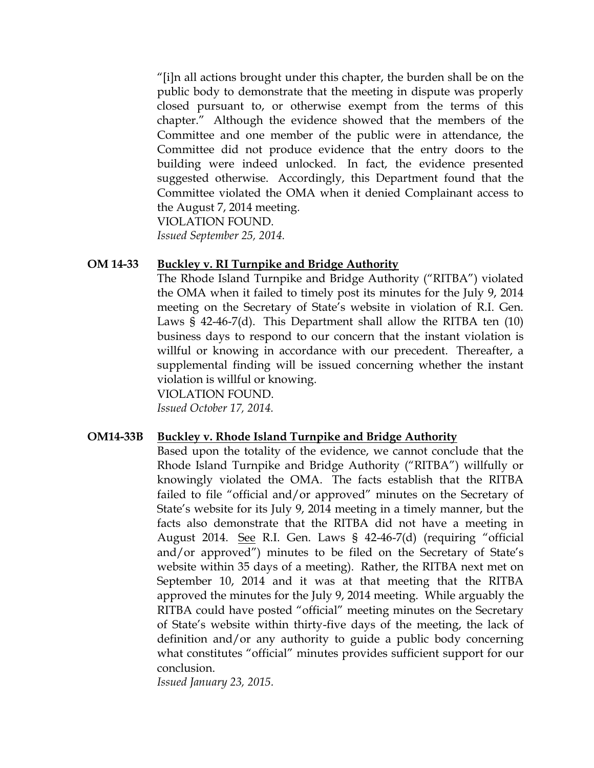"[i]n all actions brought under this chapter, the burden shall be on the public body to demonstrate that the meeting in dispute was properly closed pursuant to, or otherwise exempt from the terms of this chapter." Although the evidence showed that the members of the Committee and one member of the public were in attendance, the Committee did not produce evidence that the entry doors to the building were indeed unlocked. In fact, the evidence presented suggested otherwise. Accordingly, this Department found that the Committee violated the OMA when it denied Complainant access to the August 7, 2014 meeting.
VIOLATION FOUND.
*Issued September 25, 2014.*

**OM 14-33** **Buckley v. RI Turnpike and Bridge Authority**

The Rhode Island Turnpike and Bridge Authority ("RITBA") violated the OMA when it failed to timely post its minutes for the July 9, 2014 meeting on the Secretary of State's website in violation of R.I. Gen. Laws § 42-46-7(d). This Department shall allow the RITBA ten (10) business days to respond to our concern that the instant violation is willful or knowing in accordance with our precedent. Thereafter, a supplemental finding will be issued concerning whether the instant violation is willful or knowing.
VIOLATION FOUND.
*Issued October 17, 2014.*

**OM14-33B** **Buckley v. Rhode Island Turnpike and Bridge Authority**

Based upon the totality of the evidence, we cannot conclude that the Rhode Island Turnpike and Bridge Authority ("RITBA") willfully or knowingly violated the OMA. The facts establish that the RITBA failed to file "official and/or approved" minutes on the Secretary of State's website for its July 9, 2014 meeting in a timely manner, but the facts also demonstrate that the RITBA did not have a meeting in August 2014. See R.I. Gen. Laws § 42-46-7(d) (requiring "official and/or approved") minutes to be filed on the Secretary of State's website within 35 days of a meeting). Rather, the RITBA next met on September 10, 2014 and it was at that meeting that the RITBA approved the minutes for the July 9, 2014 meeting. While arguably the RITBA could have posted "official" meeting minutes on the Secretary of State's website within thirty-five days of the meeting, the lack of definition and/or any authority to guide a public body concerning what constitutes "official" minutes provides sufficient support for our conclusion.
*Issued January 23, 2015.*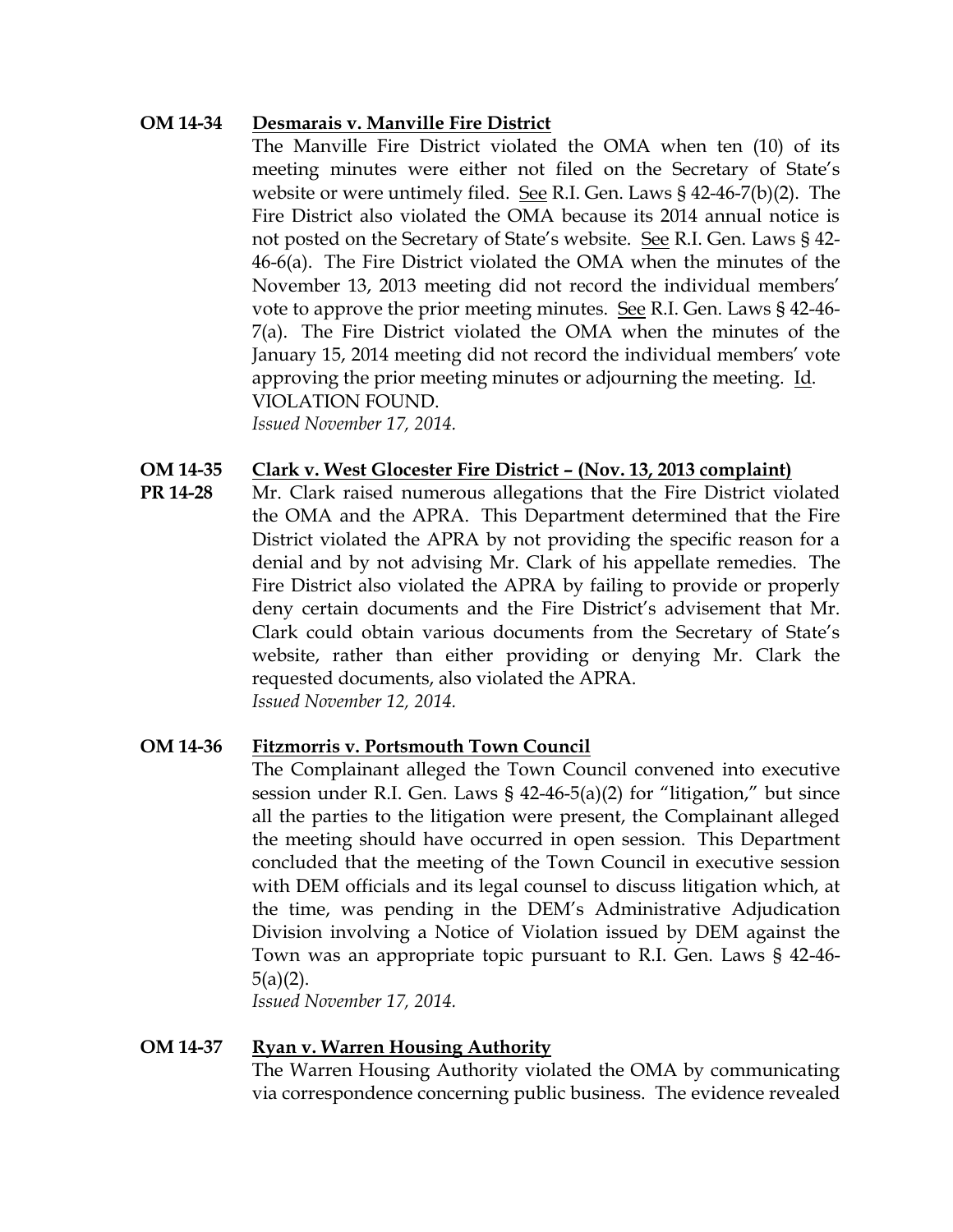**OM 14-34** **Desmarais v. Manville Fire District**

The Manville Fire District violated the OMA when ten (10) of its meeting minutes were either not filed on the Secretary of State's website or were untimely filed. See R.I. Gen. Laws § 42-46-7(b)(2). The Fire District also violated the OMA because its 2014 annual notice is not posted on the Secretary of State's website. See R.I. Gen. Laws § 42-46-6(a). The Fire District violated the OMA when the minutes of the November 13, 2013 meeting did not record the individual members' vote to approve the prior meeting minutes. See R.I. Gen. Laws § 42-46-7(a). The Fire District violated the OMA when the minutes of the January 15, 2014 meeting did not record the individual members' vote approving the prior meeting minutes or adjourning the meeting. Id. VIOLATION FOUND.

*Issued November 17, 2014.*

**OM 14-35**
**PR 14-28** **Clark v. West Glocester Fire District – (Nov. 13, 2013 complaint)**

Mr. Clark raised numerous allegations that the Fire District violated the OMA and the APRA. This Department determined that the Fire District violated the APRA by not providing the specific reason for a denial and by not advising Mr. Clark of his appellate remedies. The Fire District also violated the APRA by failing to provide or properly deny certain documents and the Fire District's advisement that Mr. Clark could obtain various documents from the Secretary of State's website, rather than either providing or denying Mr. Clark the requested documents, also violated the APRA.

*Issued November 12, 2014.*

**OM 14-36** **Fitzmorris v. Portsmouth Town Council**

The Complainant alleged the Town Council convened into executive session under R.I. Gen. Laws § 42-46-5(a)(2) for "litigation," but since all the parties to the litigation were present, the Complainant alleged the meeting should have occurred in open session. This Department concluded that the meeting of the Town Council in executive session with DEM officials and its legal counsel to discuss litigation which, at the time, was pending in the DEM's Administrative Adjudication Division involving a Notice of Violation issued by DEM against the Town was an appropriate topic pursuant to R.I. Gen. Laws § 42-46-5(a)(2).

*Issued November 17, 2014.*

**OM 14-37** **Ryan v. Warren Housing Authority**

The Warren Housing Authority violated the OMA by communicating via correspondence concerning public business. The evidence revealed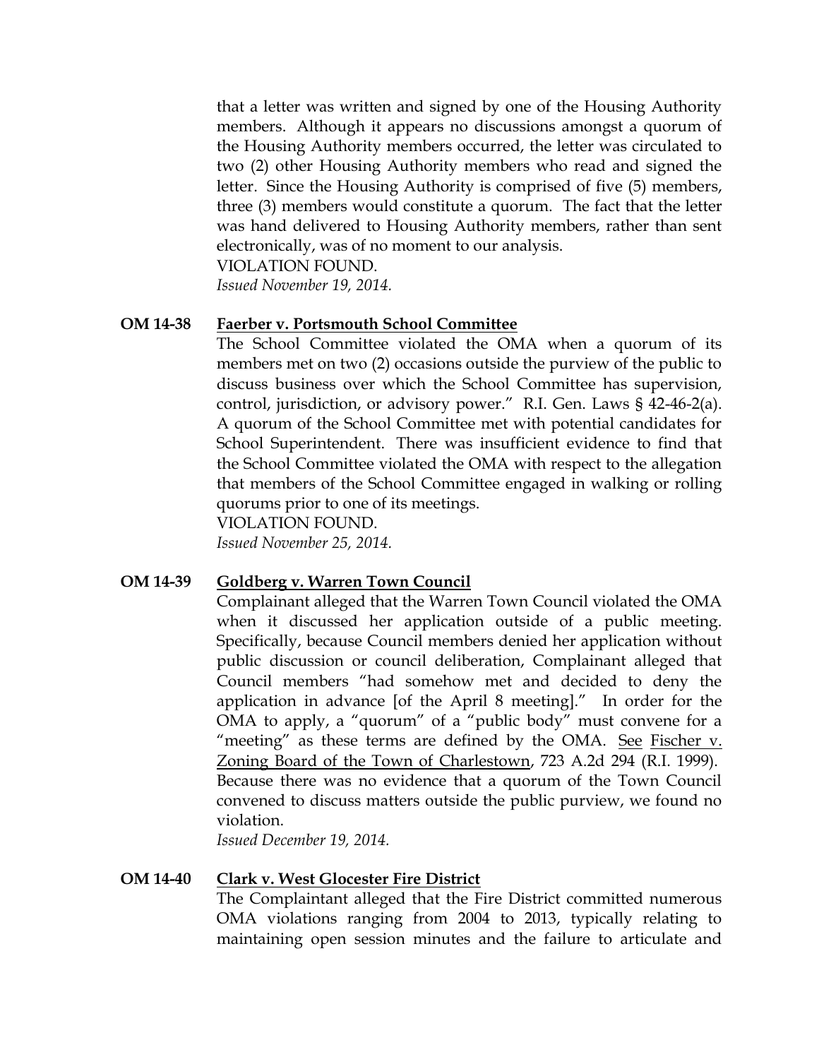that a letter was written and signed by one of the Housing Authority members. Although it appears no discussions amongst a quorum of the Housing Authority members occurred, the letter was circulated to two (2) other Housing Authority members who read and signed the letter. Since the Housing Authority is comprised of five (5) members, three (3) members would constitute a quorum. The fact that the letter was hand delivered to Housing Authority members, rather than sent electronically, was of no moment to our analysis.

VIOLATION FOUND.

*Issued November 19, 2014.*

**OM 14-38** **Faerber v. Portsmouth School Committee**

The School Committee violated the OMA when a quorum of its members met on two (2) occasions outside the purview of the public to discuss business over which the School Committee has supervision, control, jurisdiction, or advisory power." R.I. Gen. Laws § 42-46-2(a). A quorum of the School Committee met with potential candidates for School Superintendent. There was insufficient evidence to find that the School Committee violated the OMA with respect to the allegation that members of the School Committee engaged in walking or rolling quorums prior to one of its meetings.

VIOLATION FOUND.

*Issued November 25, 2014.*

**OM 14-39** **Goldberg v. Warren Town Council**

Complainant alleged that the Warren Town Council violated the OMA when it discussed her application outside of a public meeting. Specifically, because Council members denied her application without public discussion or council deliberation, Complainant alleged that Council members "had somehow met and decided to deny the application in advance [of the April 8 meeting]." In order for the OMA to apply, a "quorum" of a "public body" must convene for a "meeting" as these terms are defined by the OMA. See Fischer v. Zoning Board of the Town of Charlestown, 723 A.2d 294 (R.I. 1999). Because there was no evidence that a quorum of the Town Council convened to discuss matters outside the public purview, we found no violation.

*Issued December 19, 2014.*

**OM 14-40** **Clark v. West Glocester Fire District**

The Complaintant alleged that the Fire District committed numerous OMA violations ranging from 2004 to 2013, typically relating to maintaining open session minutes and the failure to articulate and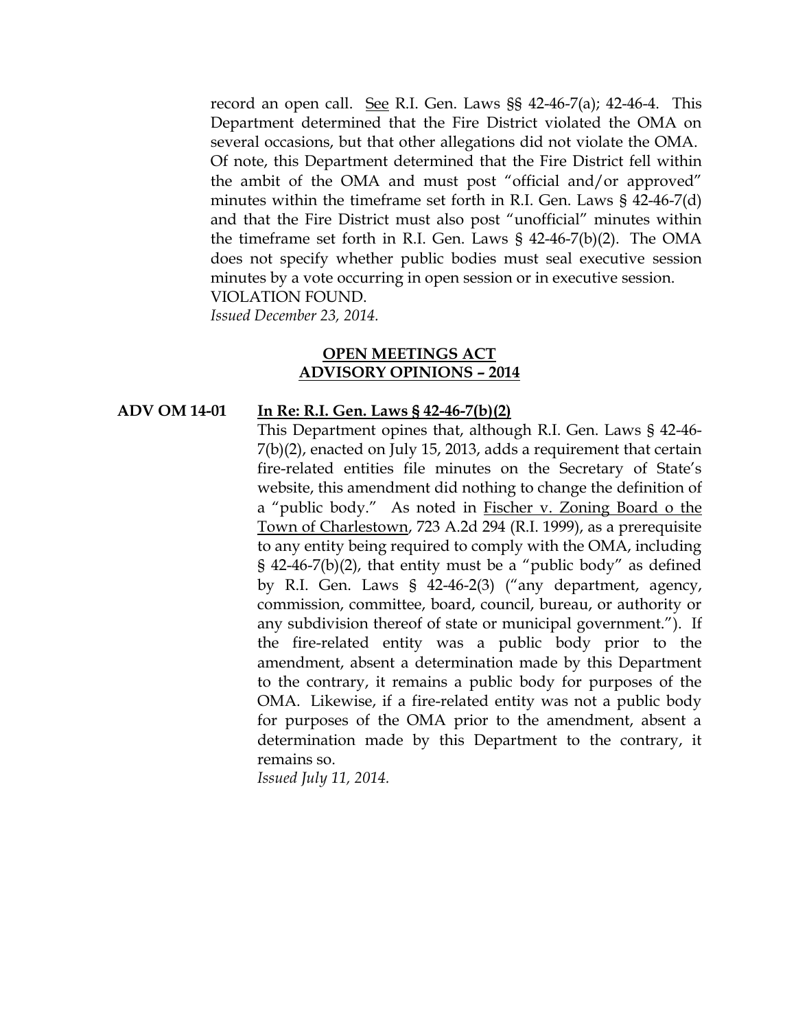record an open call. See R.I. Gen. Laws §§ 42-46-7(a); 42-46-4. This Department determined that the Fire District violated the OMA on several occasions, but that other allegations did not violate the OMA. Of note, this Department determined that the Fire District fell within the ambit of the OMA and must post "official and/or approved" minutes within the timeframe set forth in R.I. Gen. Laws § 42-46-7(d) and that the Fire District must also post "unofficial" minutes within the timeframe set forth in R.I. Gen. Laws § 42-46-7(b)(2). The OMA does not specify whether public bodies must seal executive session minutes by a vote occurring in open session or in executive session.
VIOLATION FOUND.
*Issued December 23, 2014.*

## OPEN MEETINGS ACT ADVISORY OPINIONS – 2014

**ADV OM 14-01** **In Re: R.I. Gen. Laws § 42-46-7(b)(2)**

This Department opines that, although R.I. Gen. Laws § 42-46-7(b)(2), enacted on July 15, 2013, adds a requirement that certain fire-related entities file minutes on the Secretary of State's website, this amendment did nothing to change the definition of a "public body." As noted in Fischer v. Zoning Board o the Town of Charlestown, 723 A.2d 294 (R.I. 1999), as a prerequisite to any entity being required to comply with the OMA, including § 42-46-7(b)(2), that entity must be a "public body" as defined by R.I. Gen. Laws § 42-46-2(3) ("any department, agency, commission, committee, board, council, bureau, or authority or any subdivision thereof of state or municipal government."). If the fire-related entity was a public body prior to the amendment, absent a determination made by this Department to the contrary, it remains a public body for purposes of the OMA. Likewise, if a fire-related entity was not a public body for purposes of the OMA prior to the amendment, absent a determination made by this Department to the contrary, it remains so.
*Issued July 11, 2014.*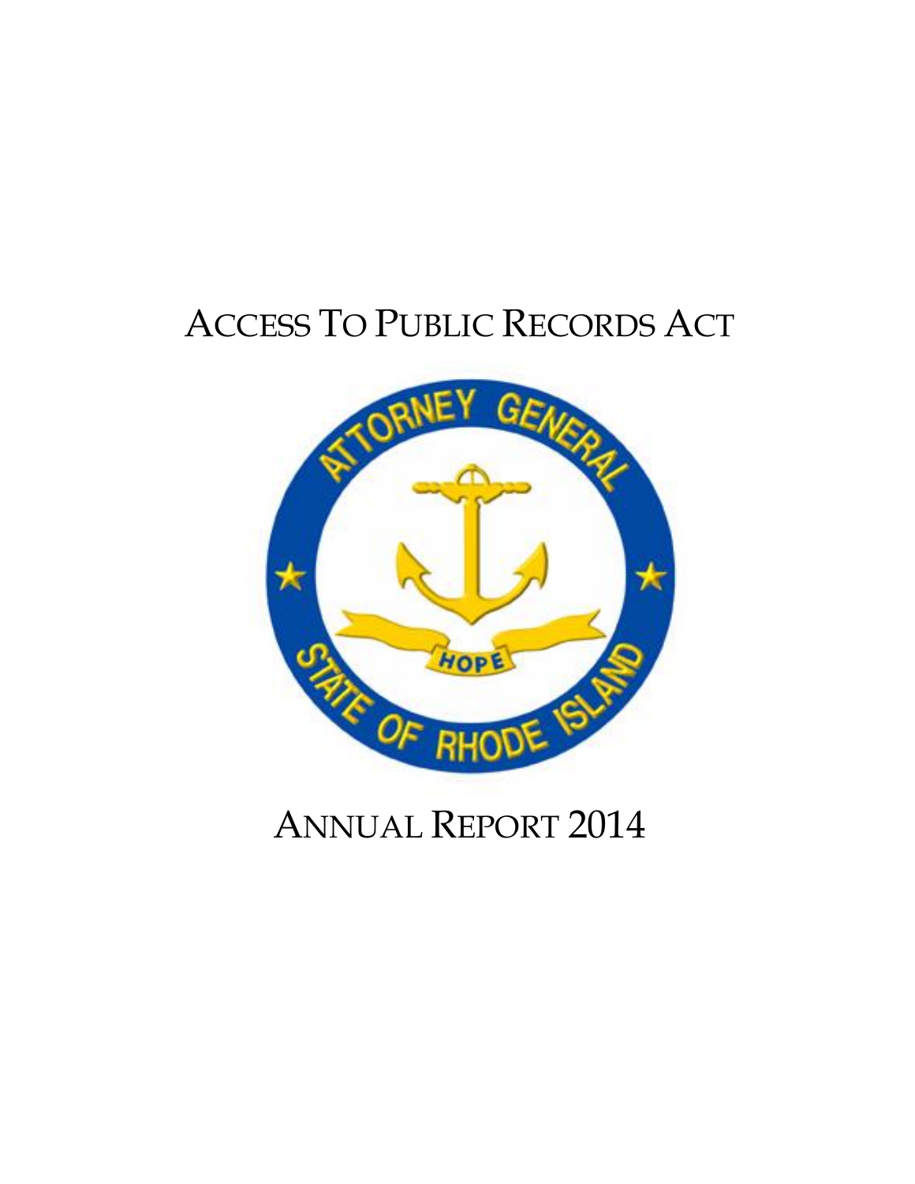# ACCESS TO PUBLIC RECORDS ACT

# ANNUAL REPORT 2014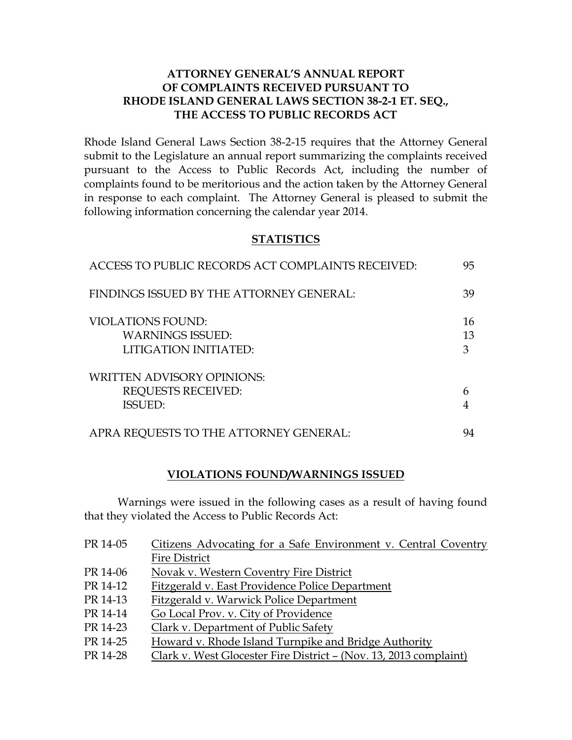**ATTORNEY GENERAL'S ANNUAL REPORT OF COMPLAINTS RECEIVED PURSUANT TO RHODE ISLAND GENERAL LAWS SECTION 38-2-1 ET. SEQ., THE ACCESS TO PUBLIC RECORDS ACT**

Rhode Island General Laws Section 38-2-15 requires that the Attorney General submit to the Legislature an annual report summarizing the complaints received pursuant to the Access to Public Records Act, including the number of complaints found to be meritorious and the action taken by the Attorney General in response to each complaint. The Attorney General is pleased to submit the following information concerning the calendar year 2014.

**STATISTICS**

| | |
|---|---|
| ACCESS TO PUBLIC RECORDS ACT COMPLAINTS RECEIVED: | 95 |
| FINDINGS ISSUED BY THE ATTORNEY GENERAL: | 39 |
| VIOLATIONS FOUND: | 16 |
| WARNINGS ISSUED: | 13 |
| LITIGATION INITIATED: | 3 |
| WRITTEN ADVISORY OPINIONS: | |
| REQUESTS RECEIVED: | 6 |
| ISSUED: | 4 |
| APRA REQUESTS TO THE ATTORNEY GENERAL: | 94 |

**VIOLATIONS FOUND/WARNINGS ISSUED**

Warnings were issued in the following cases as a result of having found that they violated the Access to Public Records Act:

- PR 14-05 Citizens Advocating for a Safe Environment v. Central Coventry Fire District
- PR 14-06 Novak v. Western Coventry Fire District
- PR 14-12 Fitzgerald v. East Providence Police Department
- PR 14-13 Fitzgerald v. Warwick Police Department
- PR 14-14 Go Local Prov. v. City of Providence
- PR 14-23 Clark v. Department of Public Safety
- PR 14-25 Howard v. Rhode Island Turnpike and Bridge Authority
- PR 14-28 Clark v. West Glocester Fire District – (Nov. 13, 2013 complaint)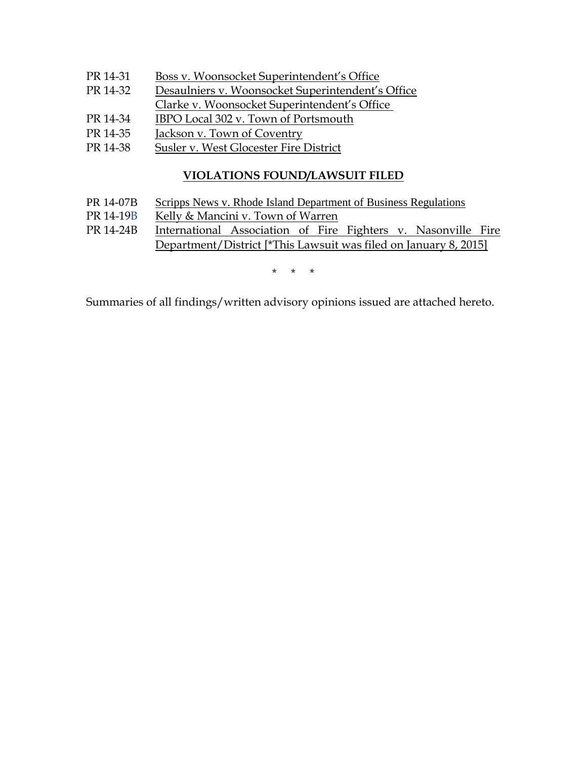PR 14-31 Boss v. Woonsocket Superintendent's Office
PR 14-32 Desaulniers v. Woonsocket Superintendent's Office
Clarke v. Woonsocket Superintendent's Office
PR 14-34 IBPO Local 302 v. Town of Portsmouth
PR 14-35 Jackson v. Town of Coventry
PR 14-38 Susler v. West Glocester Fire District

## VIOLATIONS FOUND/LAWSUIT FILED

PR 14-07B Scripps News v. Rhode Island Department of Business Regulations
PR 14-19B Kelly & Mancini v. Town of Warren
PR 14-24B International Association of Fire Fighters v. Nasonville Fire Department/District [*This Lawsuit was filed on January 8, 2015]

\* \* \*

Summaries of all findings/written advisory opinions issued are attached hereto.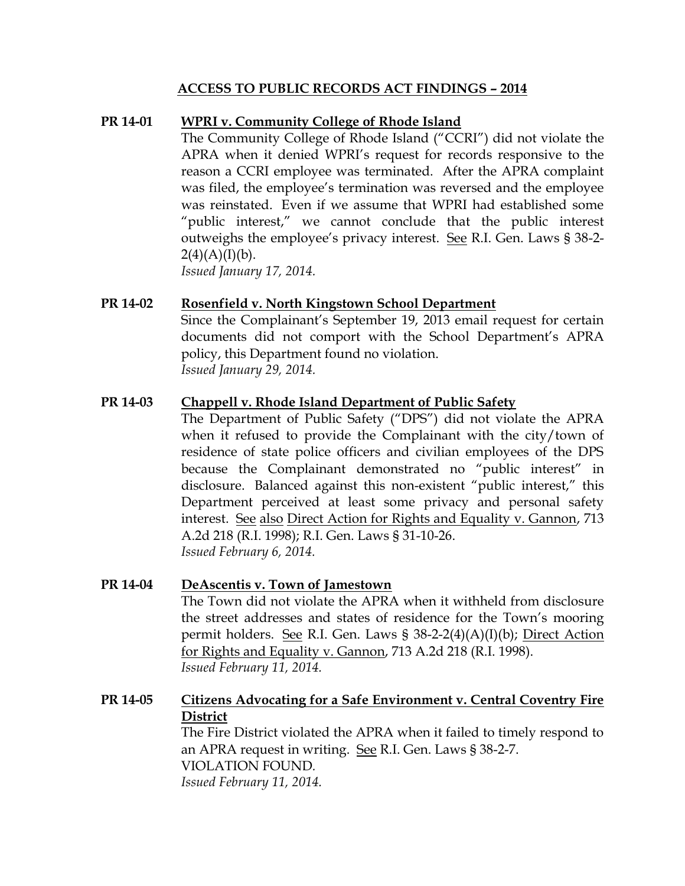## ACCESS TO PUBLIC RECORDS ACT FINDINGS – 2014

**PR 14-01** **WPRI v. Community College of Rhode Island**

The Community College of Rhode Island ("CCRI") did not violate the APRA when it denied WPRI's request for records responsive to the reason a CCRI employee was terminated. After the APRA complaint was filed, the employee's termination was reversed and the employee was reinstated. Even if we assume that WPRI had established some "public interest," we cannot conclude that the public interest outweighs the employee's privacy interest. See R.I. Gen. Laws § 38-2-2(4)(A)(I)(b).

*Issued January 17, 2014.*

**PR 14-02** **Rosenfield v. North Kingstown School Department**

Since the Complainant's September 19, 2013 email request for certain documents did not comport with the School Department's APRA policy, this Department found no violation.

*Issued January 29, 2014.*

**PR 14-03** **Chappell v. Rhode Island Department of Public Safety**

The Department of Public Safety ("DPS") did not violate the APRA when it refused to provide the Complainant with the city/town of residence of state police officers and civilian employees of the DPS because the Complainant demonstrated no "public interest" in disclosure. Balanced against this non-existent "public interest," this Department perceived at least some privacy and personal safety interest. See also Direct Action for Rights and Equality v. Gannon, 713 A.2d 218 (R.I. 1998); R.I. Gen. Laws § 31-10-26.

*Issued February 6, 2014.*

**PR 14-04** **DeAscentis v. Town of Jamestown**

The Town did not violate the APRA when it withheld from disclosure the street addresses and states of residence for the Town's mooring permit holders. See R.I. Gen. Laws § 38-2-2(4)(A)(I)(b); Direct Action for Rights and Equality v. Gannon, 713 A.2d 218 (R.I. 1998).

*Issued February 11, 2014.*

**PR 14-05** **Citizens Advocating for a Safe Environment v. Central Coventry Fire District**

The Fire District violated the APRA when it failed to timely respond to an APRA request in writing. See R.I. Gen. Laws § 38-2-7.

VIOLATION FOUND.

*Issued February 11, 2014.*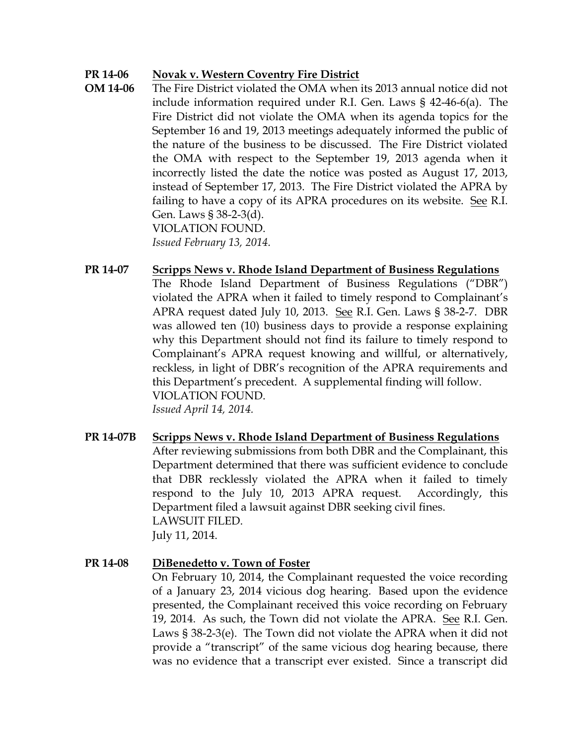**PR 14-06** **<u>Novak v. Western Coventry Fire District</u>**
**OM 14-06** The Fire District violated the OMA when its 2013 annual notice did not include information required under R.I. Gen. Laws § 42-46-6(a). The Fire District did not violate the OMA when its agenda topics for the September 16 and 19, 2013 meetings adequately informed the public of the nature of the business to be discussed. The Fire District violated the OMA with respect to the September 19, 2013 agenda when it incorrectly listed the date the notice was posted as August 17, 2013, instead of September 17, 2013. The Fire District violated the APRA by failing to have a copy of its APRA procedures on its website. <u>See</u> R.I. Gen. Laws § 38-2-3(d).
VIOLATION FOUND.
*Issued February 13, 2014.*

**PR 14-07** **<u>Scripps News v. Rhode Island Department of Business Regulations</u>**
The Rhode Island Department of Business Regulations ("DBR") violated the APRA when it failed to timely respond to Complainant's APRA request dated July 10, 2013. <u>See</u> R.I. Gen. Laws § 38-2-7. DBR was allowed ten (10) business days to provide a response explaining why this Department should not find its failure to timely respond to Complainant's APRA request knowing and willful, or alternatively, reckless, in light of DBR's recognition of the APRA requirements and this Department's precedent. A supplemental finding will follow.
VIOLATION FOUND.
*Issued April 14, 2014.*

**PR 14-07B** **<u>Scripps News v. Rhode Island Department of Business Regulations</u>**
After reviewing submissions from both DBR and the Complainant, this Department determined that there was sufficient evidence to conclude that DBR recklessly violated the APRA when it failed to timely respond to the July 10, 2013 APRA request. Accordingly, this Department filed a lawsuit against DBR seeking civil fines.
LAWSUIT FILED.
July 11, 2014.

**PR 14-08** **<u>DiBenedetto v. Town of Foster</u>**
On February 10, 2014, the Complainant requested the voice recording of a January 23, 2014 vicious dog hearing. Based upon the evidence presented, the Complainant received this voice recording on February 19, 2014. As such, the Town did not violate the APRA. <u>See</u> R.I. Gen. Laws § 38-2-3(e). The Town did not violate the APRA when it did not provide a "transcript" of the same vicious dog hearing because, there was no evidence that a transcript ever existed. Since a transcript did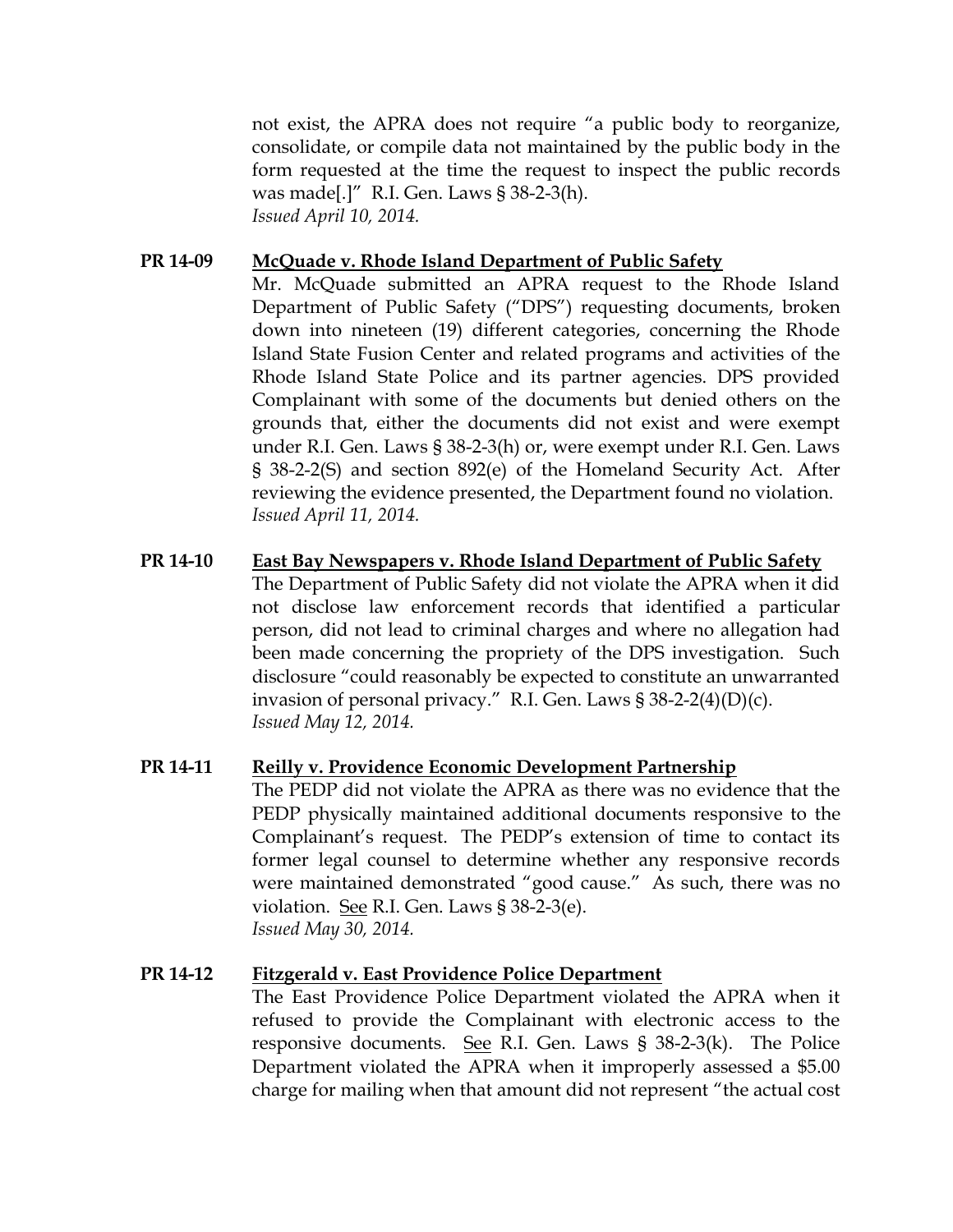not exist, the APRA does not require "a public body to reorganize, consolidate, or compile data not maintained by the public body in the form requested at the time the request to inspect the public records was made[.]" R.I. Gen. Laws § 38-2-3(h).
*Issued April 10, 2014.*

**PR 14-09** **McQuade v. Rhode Island Department of Public Safety**

Mr. McQuade submitted an APRA request to the Rhode Island Department of Public Safety ("DPS") requesting documents, broken down into nineteen (19) different categories, concerning the Rhode Island State Fusion Center and related programs and activities of the Rhode Island State Police and its partner agencies. DPS provided Complainant with some of the documents but denied others on the grounds that, either the documents did not exist and were exempt under R.I. Gen. Laws § 38-2-3(h) or, were exempt under R.I. Gen. Laws § 38-2-2(S) and section 892(e) of the Homeland Security Act. After reviewing the evidence presented, the Department found no violation.
*Issued April 11, 2014.*

**PR 14-10** **East Bay Newspapers v. Rhode Island Department of Public Safety**

The Department of Public Safety did not violate the APRA when it did not disclose law enforcement records that identified a particular person, did not lead to criminal charges and where no allegation had been made concerning the propriety of the DPS investigation. Such disclosure "could reasonably be expected to constitute an unwarranted invasion of personal privacy." R.I. Gen. Laws § 38-2-2(4)(D)(c).
*Issued May 12, 2014.*

**PR 14-11** **Reilly v. Providence Economic Development Partnership**

The PEDP did not violate the APRA as there was no evidence that the PEDP physically maintained additional documents responsive to the Complainant's request. The PEDP's extension of time to contact its former legal counsel to determine whether any responsive records were maintained demonstrated "good cause." As such, there was no violation. See R.I. Gen. Laws § 38-2-3(e).
*Issued May 30, 2014.*

**PR 14-12** **Fitzgerald v. East Providence Police Department**

The East Providence Police Department violated the APRA when it refused to provide the Complainant with electronic access to the responsive documents. See R.I. Gen. Laws § 38-2-3(k). The Police Department violated the APRA when it improperly assessed a $5.00 charge for mailing when that amount did not represent "the actual cost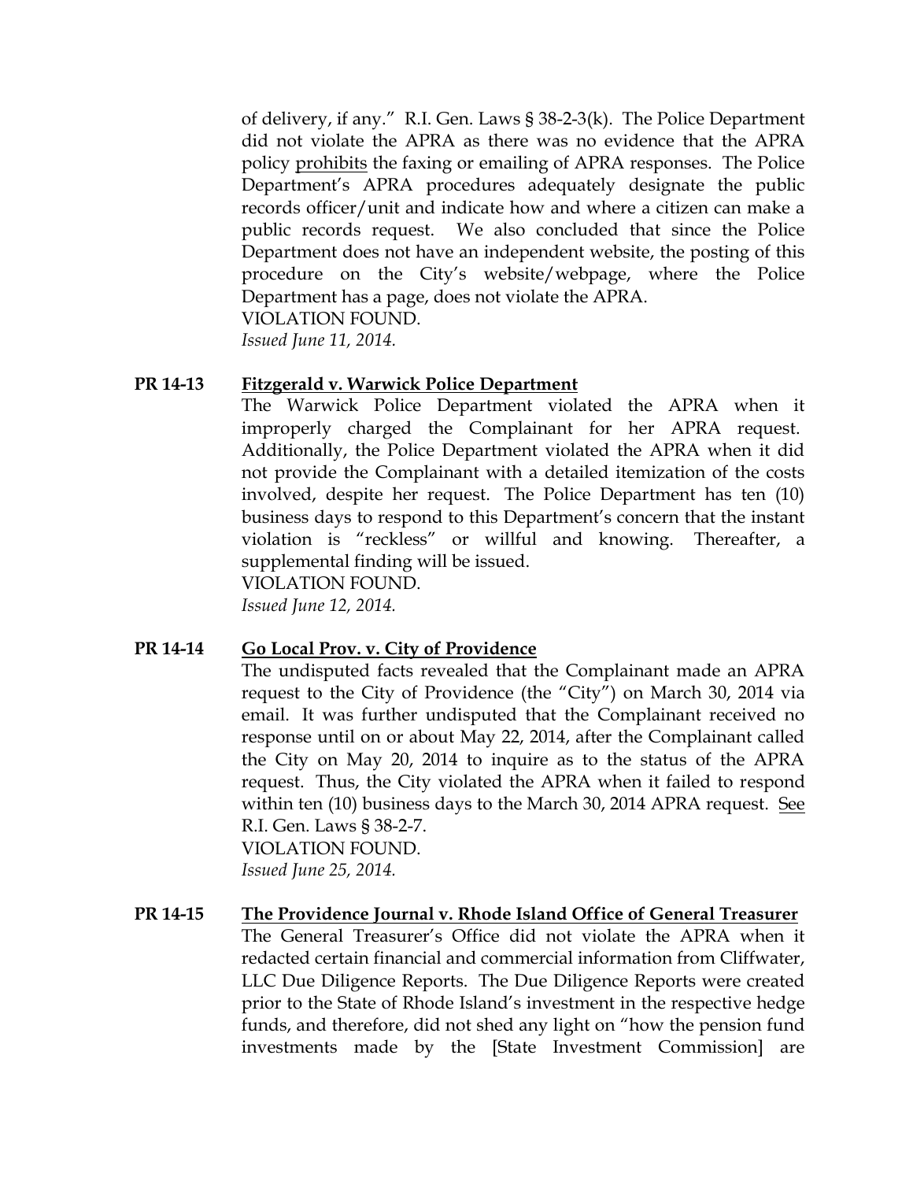of delivery, if any." R.I. Gen. Laws § 38-2-3(k). The Police Department did not violate the APRA as there was no evidence that the APRA policy <u>prohibits</u> the faxing or emailing of APRA responses. The Police Department's APRA procedures adequately designate the public records officer/unit and indicate how and where a citizen can make a public records request. We also concluded that since the Police Department does not have an independent website, the posting of this procedure on the City's website/webpage, where the Police Department has a page, does not violate the APRA.
VIOLATION FOUND.
*Issued June 11, 2014.*

**PR 14-13** **<u>Fitzgerald v. Warwick Police Department</u>**

The Warwick Police Department violated the APRA when it improperly charged the Complainant for her APRA request. Additionally, the Police Department violated the APRA when it did not provide the Complainant with a detailed itemization of the costs involved, despite her request. The Police Department has ten (10) business days to respond to this Department's concern that the instant violation is "reckless" or willful and knowing. Thereafter, a supplemental finding will be issued.
VIOLATION FOUND.
*Issued June 12, 2014.*

**PR 14-14** **<u>Go Local Prov. v. City of Providence</u>**

The undisputed facts revealed that the Complainant made an APRA request to the City of Providence (the "City") on March 30, 2014 via email. It was further undisputed that the Complainant received no response until on or about May 22, 2014, after the Complainant called the City on May 20, 2014 to inquire as to the status of the APRA request. Thus, the City violated the APRA when it failed to respond within ten (10) business days to the March 30, 2014 APRA request. <u>See</u> R.I. Gen. Laws § 38-2-7.
VIOLATION FOUND.
*Issued June 25, 2014.*

**PR 14-15** **<u>The Providence Journal v. Rhode Island Office of General Treasurer</u>**

The General Treasurer's Office did not violate the APRA when it redacted certain financial and commercial information from Cliffwater, LLC Due Diligence Reports. The Due Diligence Reports were created prior to the State of Rhode Island's investment in the respective hedge funds, and therefore, did not shed any light on "how the pension fund investments made by the [State Investment Commission] are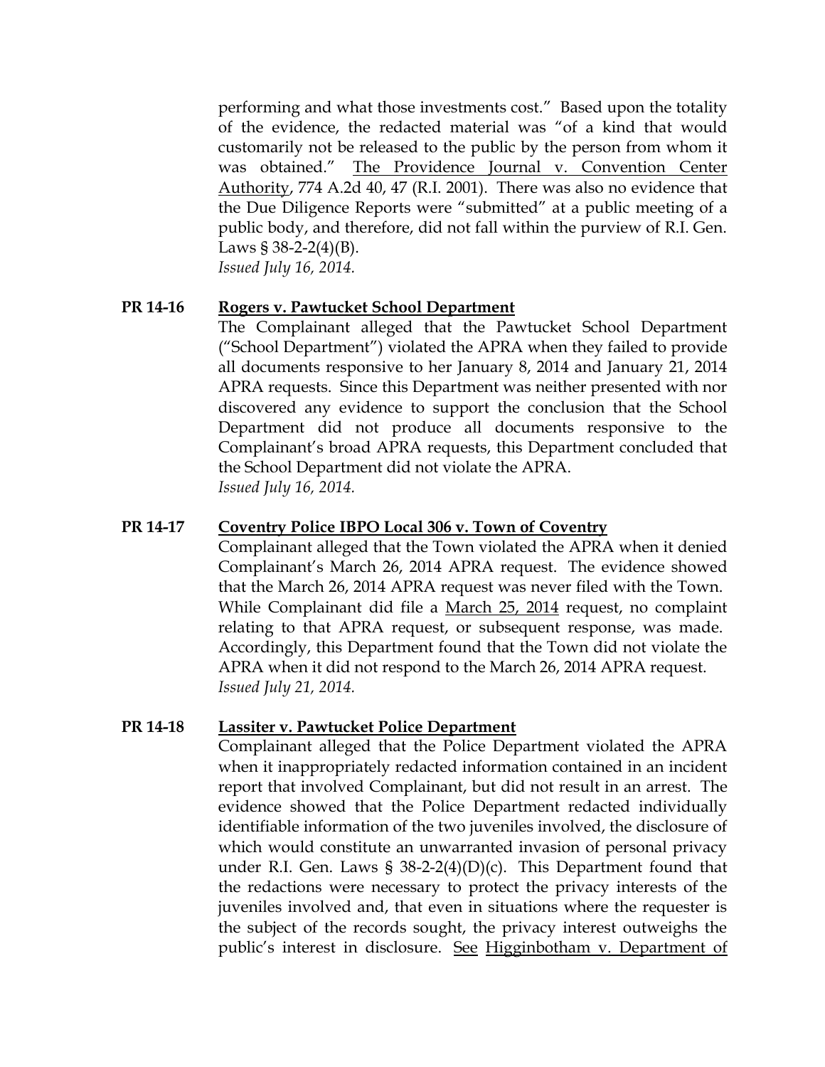performing and what those investments cost." Based upon the totality of the evidence, the redacted material was "of a kind that would customarily not be released to the public by the person from whom it was obtained." The Providence Journal v. Convention Center Authority, 774 A.2d 40, 47 (R.I. 2001). There was also no evidence that the Due Diligence Reports were "submitted" at a public meeting of a public body, and therefore, did not fall within the purview of R.I. Gen. Laws § 38-2-2(4)(B).
*Issued July 16, 2014.*

**PR 14-16** **Rogers v. Pawtucket School Department**

The Complainant alleged that the Pawtucket School Department ("School Department") violated the APRA when they failed to provide all documents responsive to her January 8, 2014 and January 21, 2014 APRA requests. Since this Department was neither presented with nor discovered any evidence to support the conclusion that the School Department did not produce all documents responsive to the Complainant's broad APRA requests, this Department concluded that the School Department did not violate the APRA.
*Issued July 16, 2014.*

**PR 14-17** **Coventry Police IBPO Local 306 v. Town of Coventry**

Complainant alleged that the Town violated the APRA when it denied Complainant's March 26, 2014 APRA request. The evidence showed that the March 26, 2014 APRA request was never filed with the Town. While Complainant did file a March 25, 2014 request, no complaint relating to that APRA request, or subsequent response, was made. Accordingly, this Department found that the Town did not violate the APRA when it did not respond to the March 26, 2014 APRA request.
*Issued July 21, 2014.*

**PR 14-18** **Lassiter v. Pawtucket Police Department**

Complainant alleged that the Police Department violated the APRA when it inappropriately redacted information contained in an incident report that involved Complainant, but did not result in an arrest. The evidence showed that the Police Department redacted individually identifiable information of the two juveniles involved, the disclosure of which would constitute an unwarranted invasion of personal privacy under R.I. Gen. Laws § 38-2-2(4)(D)(c). This Department found that the redactions were necessary to protect the privacy interests of the juveniles involved and, that even in situations where the requester is the subject of the records sought, the privacy interest outweighs the public's interest in disclosure. See Higginbotham v. Department of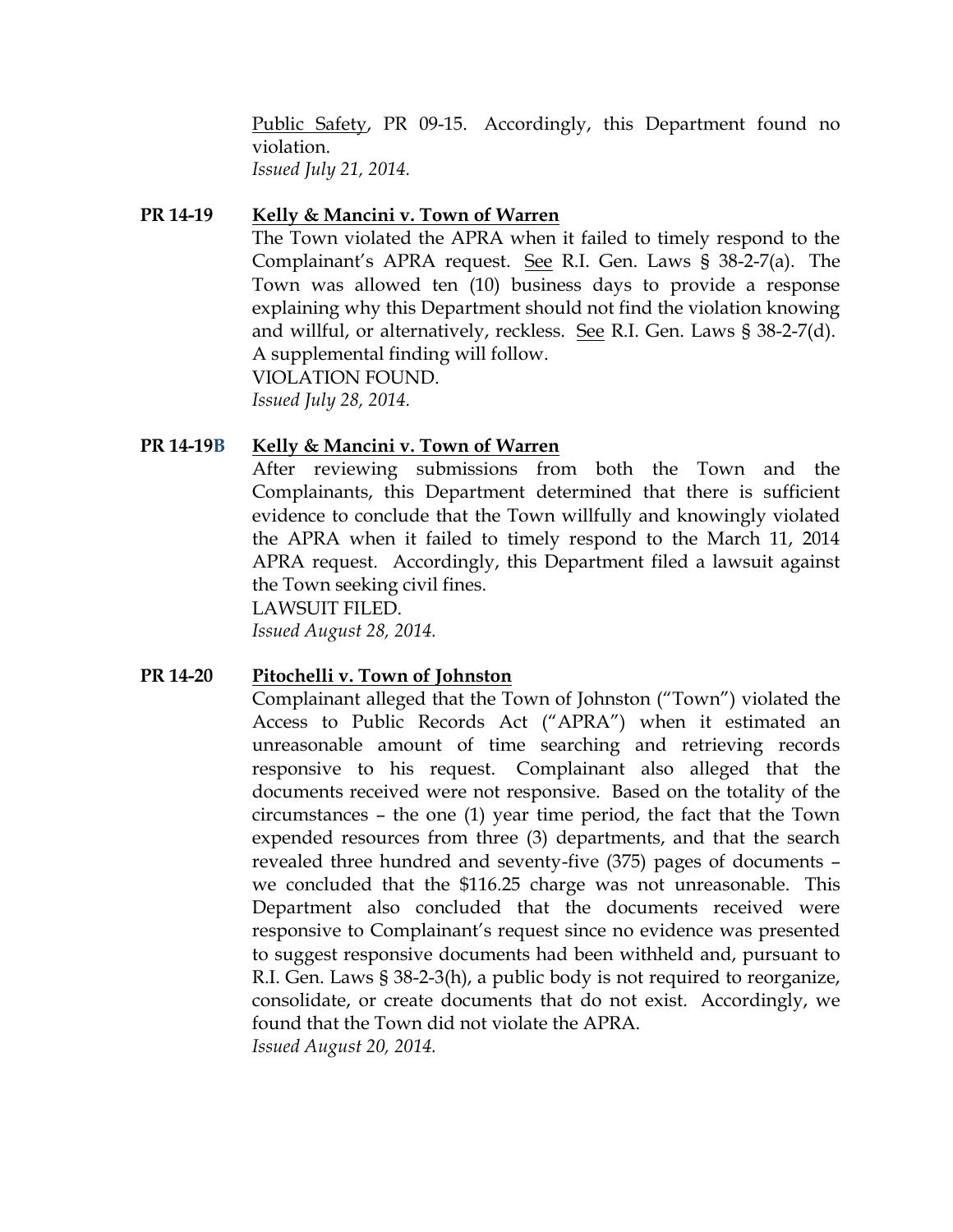Public Safety, PR 09-15. Accordingly, this Department found no violation.
*Issued July 21, 2014.*

**PR 14-19** **Kelly & Mancini v. Town of Warren**

The Town violated the APRA when it failed to timely respond to the Complainant's APRA request. See R.I. Gen. Laws § 38-2-7(a). The Town was allowed ten (10) business days to provide a response explaining why this Department should not find the violation knowing and willful, or alternatively, reckless. See R.I. Gen. Laws § 38-2-7(d). A supplemental finding will follow.
VIOLATION FOUND.
*Issued July 28, 2014.*

**PR 14-19B** **Kelly & Mancini v. Town of Warren**

After reviewing submissions from both the Town and the Complainants, this Department determined that there is sufficient evidence to conclude that the Town willfully and knowingly violated the APRA when it failed to timely respond to the March 11, 2014 APRA request. Accordingly, this Department filed a lawsuit against the Town seeking civil fines.
LAWSUIT FILED.
*Issued August 28, 2014.*

**PR 14-20** **Pitochelli v. Town of Johnston**

Complainant alleged that the Town of Johnston ("Town") violated the Access to Public Records Act ("APRA") when it estimated an unreasonable amount of time searching and retrieving records responsive to his request. Complainant also alleged that the documents received were not responsive. Based on the totality of the circumstances – the one (1) year time period, the fact that the Town expended resources from three (3) departments, and that the search revealed three hundred and seventy-five (375) pages of documents – we concluded that the $116.25 charge was not unreasonable. This Department also concluded that the documents received were responsive to Complainant's request since no evidence was presented to suggest responsive documents had been withheld and, pursuant to R.I. Gen. Laws § 38-2-3(h), a public body is not required to reorganize, consolidate, or create documents that do not exist. Accordingly, we found that the Town did not violate the APRA.
*Issued August 20, 2014.*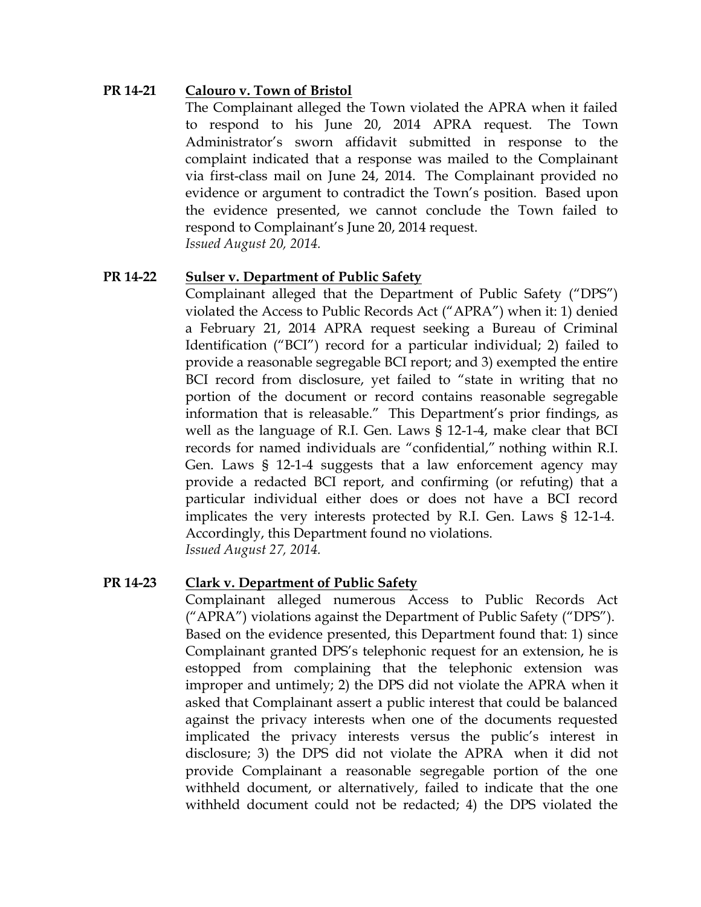**PR 14-21** **<u>Calouro v. Town of Bristol</u>**

The Complainant alleged the Town violated the APRA when it failed to respond to his June 20, 2014 APRA request. The Town Administrator's sworn affidavit submitted in response to the complaint indicated that a response was mailed to the Complainant via first-class mail on June 24, 2014. The Complainant provided no evidence or argument to contradict the Town's position. Based upon the evidence presented, we cannot conclude the Town failed to respond to Complainant's June 20, 2014 request.
*Issued August 20, 2014.*

**PR 14-22** **<u>Sulser v. Department of Public Safety</u>**

Complainant alleged that the Department of Public Safety ("DPS") violated the Access to Public Records Act ("APRA") when it: 1) denied a February 21, 2014 APRA request seeking a Bureau of Criminal Identification ("BCI") record for a particular individual; 2) failed to provide a reasonable segregable BCI report; and 3) exempted the entire BCI record from disclosure, yet failed to "state in writing that no portion of the document or record contains reasonable segregable information that is releasable." This Department's prior findings, as well as the language of R.I. Gen. Laws § 12-1-4, make clear that BCI records for named individuals are "confidential," nothing within R.I. Gen. Laws § 12-1-4 suggests that a law enforcement agency may provide a redacted BCI report, and confirming (or refuting) that a particular individual either does or does not have a BCI record implicates the very interests protected by R.I. Gen. Laws § 12-1-4. Accordingly, this Department found no violations.
*Issued August 27, 2014.*

**PR 14-23** **<u>Clark v. Department of Public Safety</u>**

Complainant alleged numerous Access to Public Records Act ("APRA") violations against the Department of Public Safety ("DPS"). Based on the evidence presented, this Department found that: 1) since Complainant granted DPS's telephonic request for an extension, he is estopped from complaining that the telephonic extension was improper and untimely; 2) the DPS did not violate the APRA when it asked that Complainant assert a public interest that could be balanced against the privacy interests when one of the documents requested implicated the privacy interests versus the public's interest in disclosure; 3) the DPS did not violate the APRA when it did not provide Complainant a reasonable segregable portion of the one withheld document, or alternatively, failed to indicate that the one withheld document could not be redacted; 4) the DPS violated the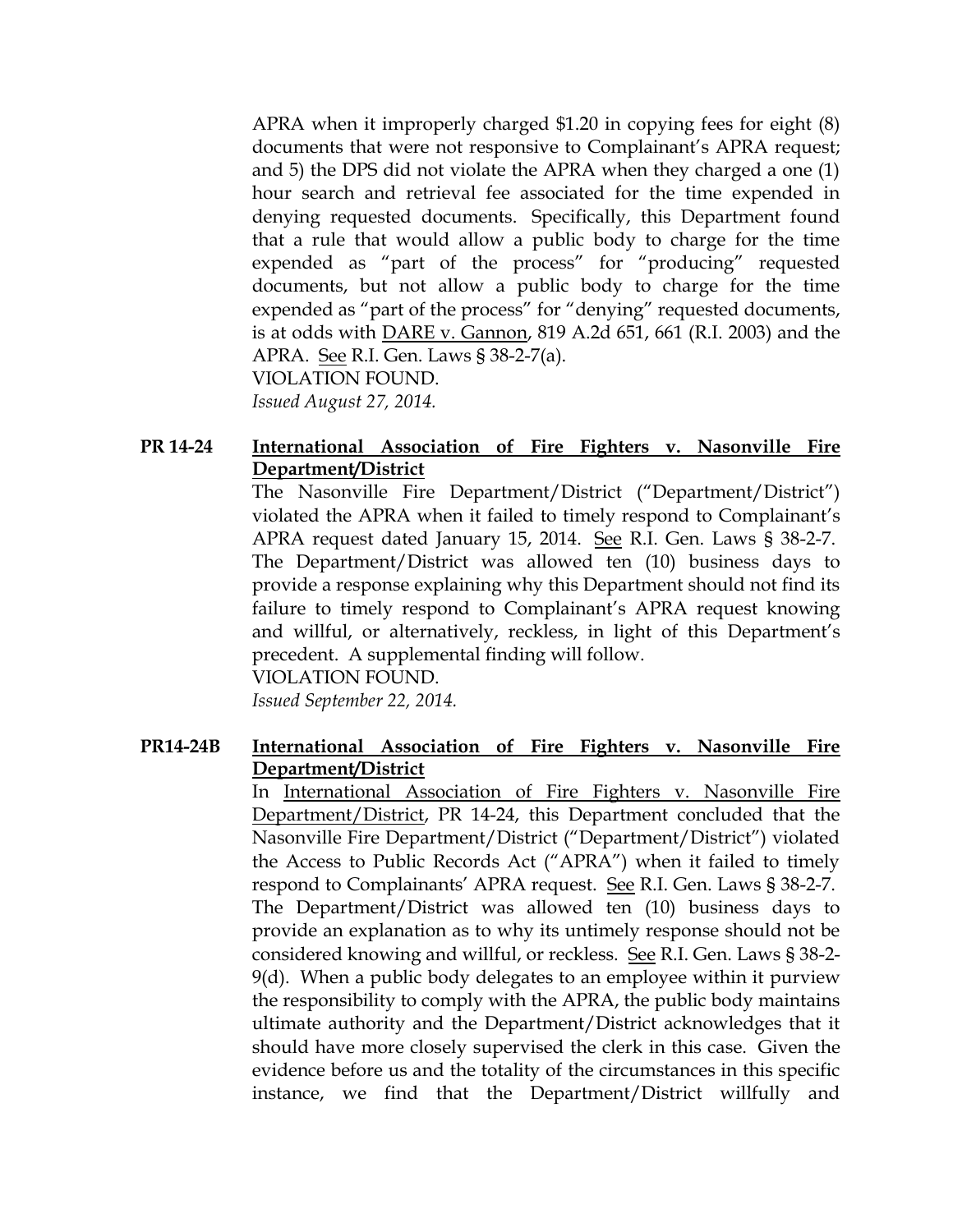APRA when it improperly charged $1.20 in copying fees for eight (8) documents that were not responsive to Complainant's APRA request; and 5) the DPS did not violate the APRA when they charged a one (1) hour search and retrieval fee associated for the time expended in denying requested documents. Specifically, this Department found that a rule that would allow a public body to charge for the time expended as "part of the process" for "producing" requested documents, but not allow a public body to charge for the time expended as "part of the process" for "denying" requested documents, is at odds with DARE v. Gannon, 819 A.2d 651, 661 (R.I. 2003) and the APRA. See R.I. Gen. Laws § 38-2-7(a).
VIOLATION FOUND.
*Issued August 27, 2014.*

**PR 14-24** **International Association of Fire Fighters v. Nasonville Fire Department/District**

The Nasonville Fire Department/District ("Department/District") violated the APRA when it failed to timely respond to Complainant's APRA request dated January 15, 2014. See R.I. Gen. Laws § 38-2-7. The Department/District was allowed ten (10) business days to provide a response explaining why this Department should not find its failure to timely respond to Complainant's APRA request knowing and willful, or alternatively, reckless, in light of this Department's precedent. A supplemental finding will follow.
VIOLATION FOUND.
*Issued September 22, 2014.*

**PR14-24B** **International Association of Fire Fighters v. Nasonville Fire Department/District**

In International Association of Fire Fighters v. Nasonville Fire Department/District, PR 14-24, this Department concluded that the Nasonville Fire Department/District ("Department/District") violated the Access to Public Records Act ("APRA") when it failed to timely respond to Complainants' APRA request. See R.I. Gen. Laws § 38-2-7. The Department/District was allowed ten (10) business days to provide an explanation as to why its untimely response should not be considered knowing and willful, or reckless. See R.I. Gen. Laws § 38-2-9(d). When a public body delegates to an employee within it purview the responsibility to comply with the APRA, the public body maintains ultimate authority and the Department/District acknowledges that it should have more closely supervised the clerk in this case. Given the evidence before us and the totality of the circumstances in this specific instance, we find that the Department/District willfully and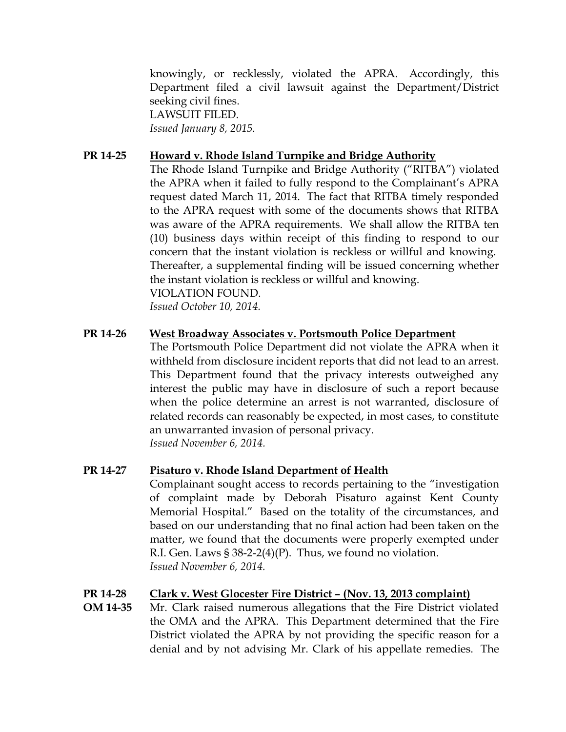knowingly, or recklessly, violated the APRA. Accordingly, this Department filed a civil lawsuit against the Department/District seeking civil fines.
LAWSUIT FILED.
*Issued January 8, 2015.*

**PR 14-25** **Howard v. Rhode Island Turnpike and Bridge Authority**

The Rhode Island Turnpike and Bridge Authority ("RITBA") violated the APRA when it failed to fully respond to the Complainant's APRA request dated March 11, 2014. The fact that RITBA timely responded to the APRA request with some of the documents shows that RITBA was aware of the APRA requirements. We shall allow the RITBA ten (10) business days within receipt of this finding to respond to our concern that the instant violation is reckless or willful and knowing. Thereafter, a supplemental finding will be issued concerning whether the instant violation is reckless or willful and knowing.
VIOLATION FOUND.
*Issued October 10, 2014.*

**PR 14-26** **West Broadway Associates v. Portsmouth Police Department**

The Portsmouth Police Department did not violate the APRA when it withheld from disclosure incident reports that did not lead to an arrest. This Department found that the privacy interests outweighed any interest the public may have in disclosure of such a report because when the police determine an arrest is not warranted, disclosure of related records can reasonably be expected, in most cases, to constitute an unwarranted invasion of personal privacy.
*Issued November 6, 2014.*

**PR 14-27** **Pisaturo v. Rhode Island Department of Health**

Complainant sought access to records pertaining to the "investigation of complaint made by Deborah Pisaturo against Kent County Memorial Hospital." Based on the totality of the circumstances, and based on our understanding that no final action had been taken on the matter, we found that the documents were properly exempted under R.I. Gen. Laws § 38-2-2(4)(P). Thus, we found no violation.
*Issued November 6, 2014.*

**PR 14-28** **Clark v. West Glocester Fire District – (Nov. 13, 2013 complaint)**
**OM 14-35**

Mr. Clark raised numerous allegations that the Fire District violated the OMA and the APRA. This Department determined that the Fire District violated the APRA by not providing the specific reason for a denial and by not advising Mr. Clark of his appellate remedies. The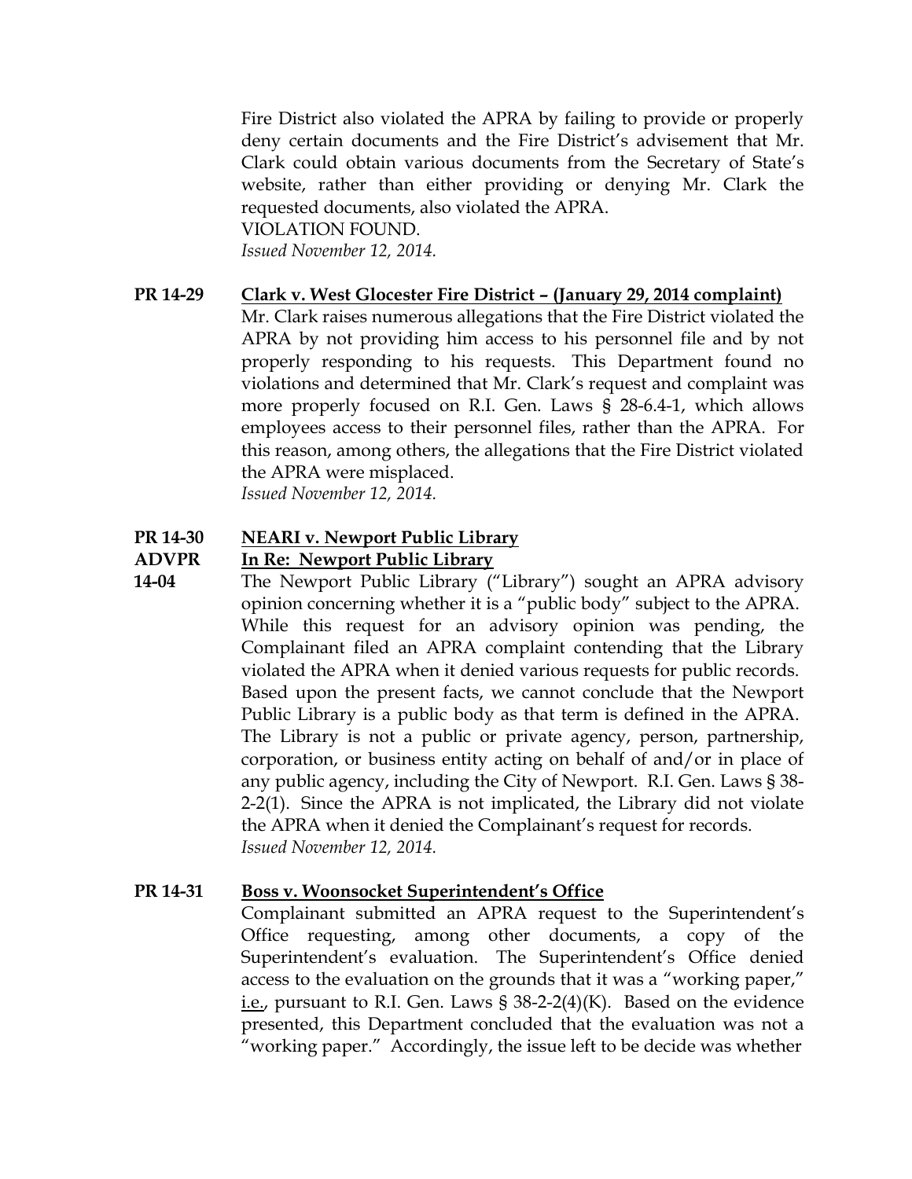Fire District also violated the APRA by failing to provide or properly deny certain documents and the Fire District's advisement that Mr. Clark could obtain various documents from the Secretary of State's website, rather than either providing or denying Mr. Clark the requested documents, also violated the APRA.
VIOLATION FOUND.
*Issued November 12, 2014.*

**PR 14-29** **Clark v. West Glocester Fire District – (January 29, 2014 complaint)**

Mr. Clark raises numerous allegations that the Fire District violated the APRA by not providing him access to his personnel file and by not properly responding to his requests. This Department found no violations and determined that Mr. Clark's request and complaint was more properly focused on R.I. Gen. Laws § 28-6.4-1, which allows employees access to their personnel files, rather than the APRA. For this reason, among others, the allegations that the Fire District violated the APRA were misplaced.
*Issued November 12, 2014.*

**PR 14-30** **NEARI v. Newport Public Library**
**ADVPR 14-04** **In Re: Newport Public Library**

The Newport Public Library ("Library") sought an APRA advisory opinion concerning whether it is a "public body" subject to the APRA. While this request for an advisory opinion was pending, the Complainant filed an APRA complaint contending that the Library violated the APRA when it denied various requests for public records. Based upon the present facts, we cannot conclude that the Newport Public Library is a public body as that term is defined in the APRA. The Library is not a public or private agency, person, partnership, corporation, or business entity acting on behalf of and/or in place of any public agency, including the City of Newport. R.I. Gen. Laws § 38-2-2(1). Since the APRA is not implicated, the Library did not violate the APRA when it denied the Complainant's request for records.
*Issued November 12, 2014.*

**PR 14-31** **Boss v. Woonsocket Superintendent's Office**

Complainant submitted an APRA request to the Superintendent's Office requesting, among other documents, a copy of the Superintendent's evaluation. The Superintendent's Office denied access to the evaluation on the grounds that it was a "working paper," i.e., pursuant to R.I. Gen. Laws § 38-2-2(4)(K). Based on the evidence presented, this Department concluded that the evaluation was not a "working paper." Accordingly, the issue left to be decide was whether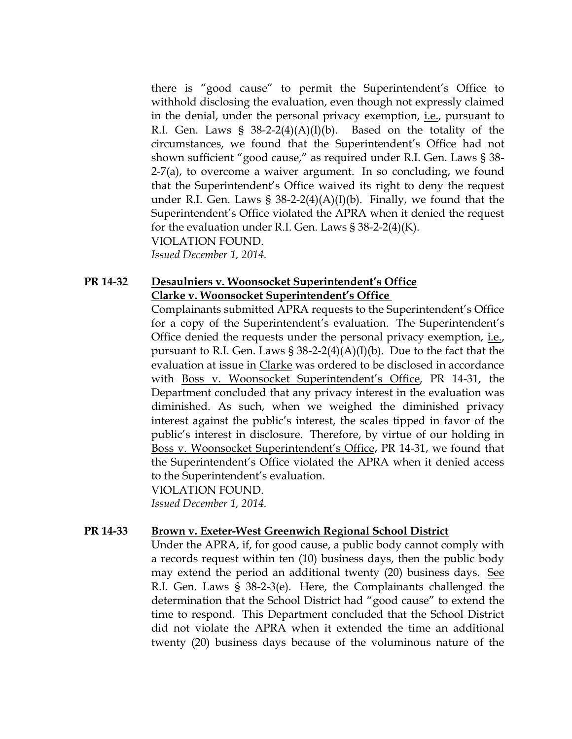there is "good cause" to permit the Superintendent's Office to withhold disclosing the evaluation, even though not expressly claimed in the denial, under the personal privacy exemption, i.e., pursuant to R.I. Gen. Laws § 38-2-2(4)(A)(I)(b). Based on the totality of the circumstances, we found that the Superintendent's Office had not shown sufficient "good cause," as required under R.I. Gen. Laws § 38-2-7(a), to overcome a waiver argument. In so concluding, we found that the Superintendent's Office waived its right to deny the request under R.I. Gen. Laws § 38-2-2(4)(A)(I)(b). Finally, we found that the Superintendent's Office violated the APRA when it denied the request for the evaluation under R.I. Gen. Laws § 38-2-2(4)(K).
VIOLATION FOUND.
*Issued December 1, 2014.*

**PR 14-32** **Desaulniers v. Woonsocket Superintendent's Office**
**Clarke v. Woonsocket Superintendent's Office**

Complainants submitted APRA requests to the Superintendent's Office for a copy of the Superintendent's evaluation. The Superintendent's Office denied the requests under the personal privacy exemption, i.e., pursuant to R.I. Gen. Laws § 38-2-2(4)(A)(I)(b). Due to the fact that the evaluation at issue in Clarke was ordered to be disclosed in accordance with Boss v. Woonsocket Superintendent's Office, PR 14-31, the Department concluded that any privacy interest in the evaluation was diminished. As such, when we weighed the diminished privacy interest against the public's interest, the scales tipped in favor of the public's interest in disclosure. Therefore, by virtue of our holding in Boss v. Woonsocket Superintendent's Office, PR 14-31, we found that the Superintendent's Office violated the APRA when it denied access to the Superintendent's evaluation.
VIOLATION FOUND.
*Issued December 1, 2014.*

**PR 14-33** **Brown v. Exeter-West Greenwich Regional School District**

Under the APRA, if, for good cause, a public body cannot comply with a records request within ten (10) business days, then the public body may extend the period an additional twenty (20) business days. See R.I. Gen. Laws § 38-2-3(e). Here, the Complainants challenged the determination that the School District had "good cause" to extend the time to respond. This Department concluded that the School District did not violate the APRA when it extended the time an additional twenty (20) business days because of the voluminous nature of the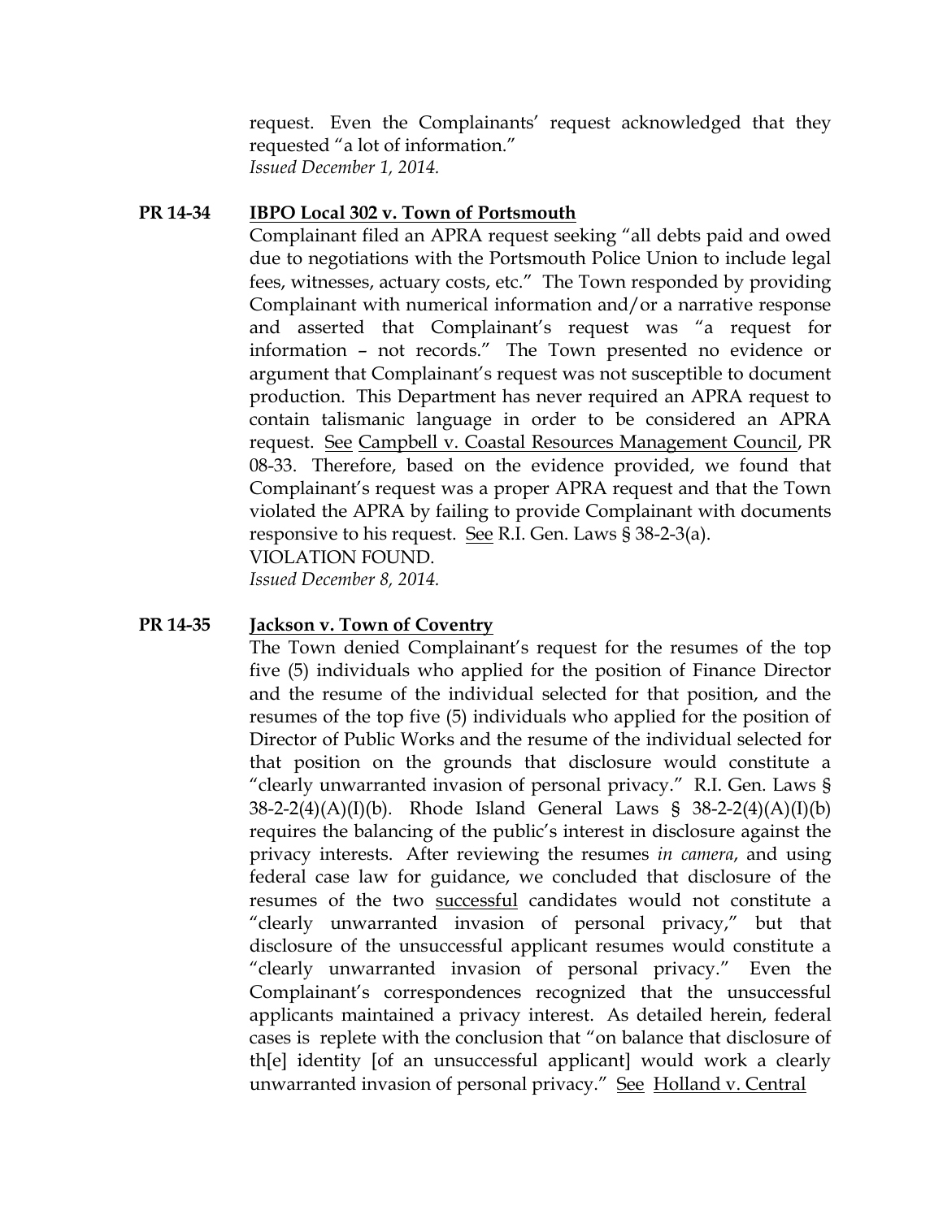request. Even the Complainants' request acknowledged that they requested "a lot of information."
*Issued December 1, 2014.*

**PR 14-34 IBPO Local 302 v. Town of Portsmouth**

Complainant filed an APRA request seeking "all debts paid and owed due to negotiations with the Portsmouth Police Union to include legal fees, witnesses, actuary costs, etc." The Town responded by providing Complainant with numerical information and/or a narrative response and asserted that Complainant's request was "a request for information – not records." The Town presented no evidence or argument that Complainant's request was not susceptible to document production. This Department has never required an APRA request to contain talismanic language in order to be considered an APRA request. See Campbell v. Coastal Resources Management Council, PR 08-33. Therefore, based on the evidence provided, we found that Complainant's request was a proper APRA request and that the Town violated the APRA by failing to provide Complainant with documents responsive to his request. See R.I. Gen. Laws § 38-2-3(a).
VIOLATION FOUND.
*Issued December 8, 2014.*

**PR 14-35 Jackson v. Town of Coventry**

The Town denied Complainant's request for the resumes of the top five (5) individuals who applied for the position of Finance Director and the resume of the individual selected for that position, and the resumes of the top five (5) individuals who applied for the position of Director of Public Works and the resume of the individual selected for that position on the grounds that disclosure would constitute a "clearly unwarranted invasion of personal privacy." R.I. Gen. Laws § 38-2-2(4)(A)(I)(b). Rhode Island General Laws § 38-2-2(4)(A)(I)(b) requires the balancing of the public's interest in disclosure against the privacy interests. After reviewing the resumes *in camera*, and using federal case law for guidance, we concluded that disclosure of the resumes of the two successful candidates would not constitute a "clearly unwarranted invasion of personal privacy," but that disclosure of the unsuccessful applicant resumes would constitute a "clearly unwarranted invasion of personal privacy." Even the Complainant's correspondences recognized that the unsuccessful applicants maintained a privacy interest. As detailed herein, federal cases is replete with the conclusion that "on balance that disclosure of th[e] identity [of an unsuccessful applicant] would work a clearly unwarranted invasion of personal privacy." See Holland v. Central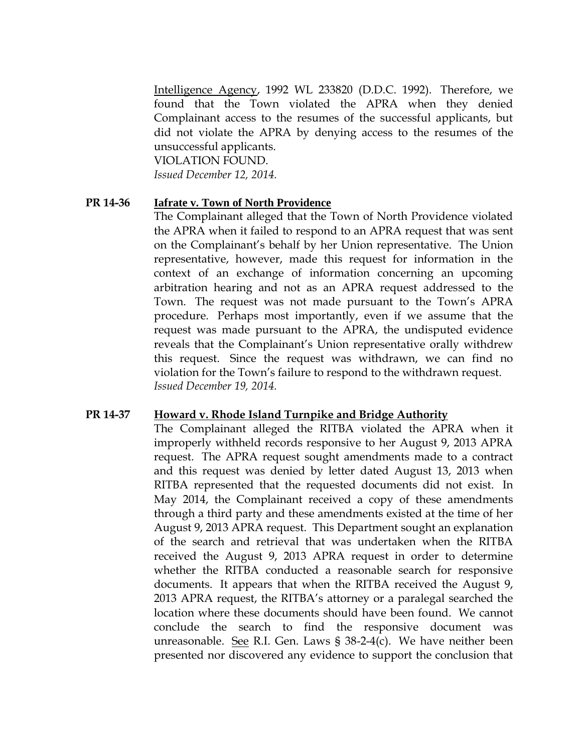Intelligence Agency, 1992 WL 233820 (D.D.C. 1992). Therefore, we found that the Town violated the APRA when they denied Complainant access to the resumes of the successful applicants, but did not violate the APRA by denying access to the resumes of the unsuccessful applicants.
VIOLATION FOUND.
*Issued December 12, 2014.*

**PR 14-36** **Iafrate v. Town of North Providence**

The Complainant alleged that the Town of North Providence violated the APRA when it failed to respond to an APRA request that was sent on the Complainant's behalf by her Union representative. The Union representative, however, made this request for information in the context of an exchange of information concerning an upcoming arbitration hearing and not as an APRA request addressed to the Town. The request was not made pursuant to the Town's APRA procedure. Perhaps most importantly, even if we assume that the request was made pursuant to the APRA, the undisputed evidence reveals that the Complainant's Union representative orally withdrew this request. Since the request was withdrawn, we can find no violation for the Town's failure to respond to the withdrawn request.
*Issued December 19, 2014.*

**PR 14-37** **Howard v. Rhode Island Turnpike and Bridge Authority**

The Complainant alleged the RITBA violated the APRA when it improperly withheld records responsive to her August 9, 2013 APRA request. The APRA request sought amendments made to a contract and this request was denied by letter dated August 13, 2013 when RITBA represented that the requested documents did not exist. In May 2014, the Complainant received a copy of these amendments through a third party and these amendments existed at the time of her August 9, 2013 APRA request. This Department sought an explanation of the search and retrieval that was undertaken when the RITBA received the August 9, 2013 APRA request in order to determine whether the RITBA conducted a reasonable search for responsive documents. It appears that when the RITBA received the August 9, 2013 APRA request, the RITBA's attorney or a paralegal searched the location where these documents should have been found. We cannot conclude the search to find the responsive document was unreasonable. See R.I. Gen. Laws § 38-2-4(c). We have neither been presented nor discovered any evidence to support the conclusion that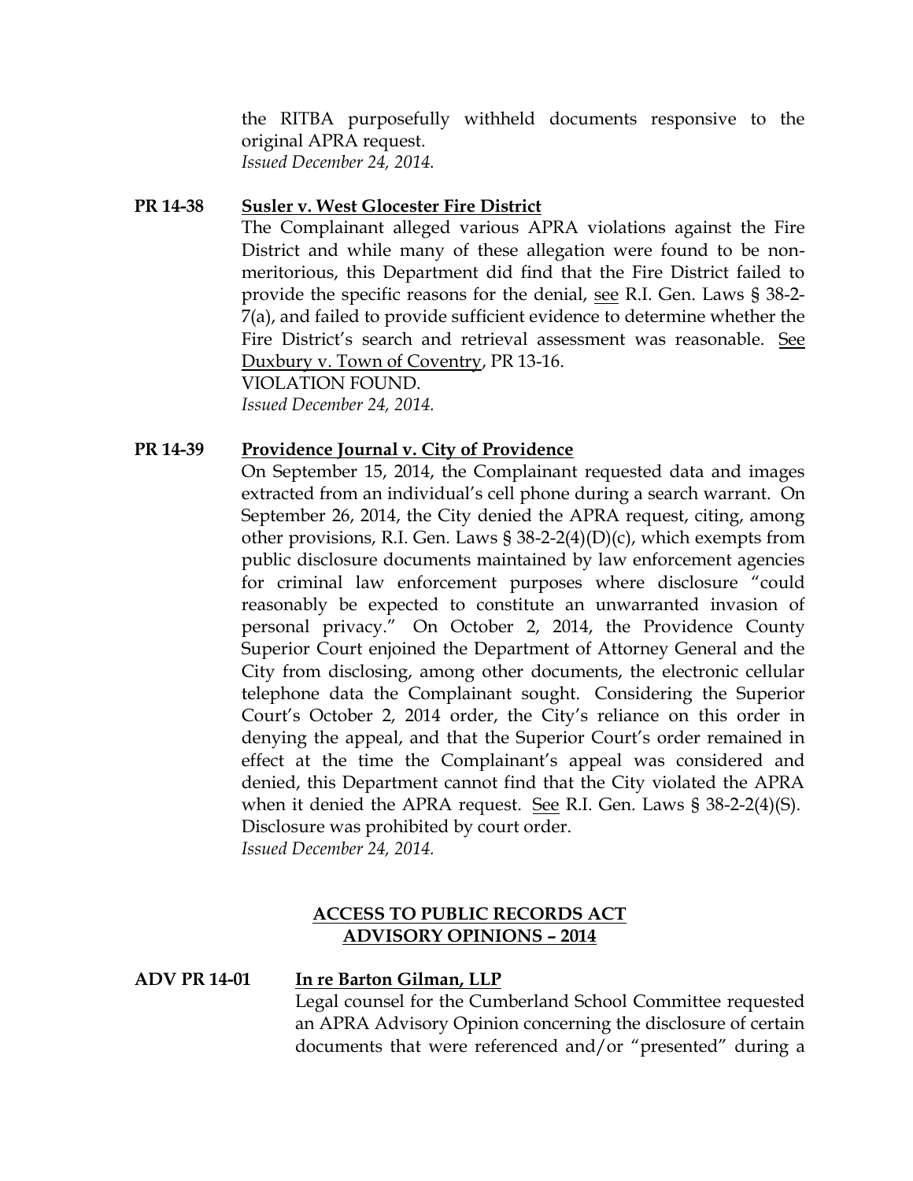the RITBA purposefully withheld documents responsive to the original APRA request.
*Issued December 24, 2014.*

**PR 14-38** **<u>Susler v. West Glocester Fire District</u>**

The Complainant alleged various APRA violations against the Fire District and while many of these allegation were found to be non-meritorious, this Department did find that the Fire District failed to provide the specific reasons for the denial, <u>see</u> R.I. Gen. Laws § 38-2-7(a), and failed to provide sufficient evidence to determine whether the Fire District's search and retrieval assessment was reasonable. <u>See</u> <u>Duxbury v. Town of Coventry</u>, PR 13-16.
VIOLATION FOUND.
*Issued December 24, 2014.*

**PR 14-39** **<u>Providence Journal v. City of Providence</u>**

On September 15, 2014, the Complainant requested data and images extracted from an individual's cell phone during a search warrant. On September 26, 2014, the City denied the APRA request, citing, among other provisions, R.I. Gen. Laws § 38-2-2(4)(D)(c), which exempts from public disclosure documents maintained by law enforcement agencies for criminal law enforcement purposes where disclosure "could reasonably be expected to constitute an unwarranted invasion of personal privacy." On October 2, 2014, the Providence County Superior Court enjoined the Department of Attorney General and the City from disclosing, among other documents, the electronic cellular telephone data the Complainant sought. Considering the Superior Court's October 2, 2014 order, the City's reliance on this order in denying the appeal, and that the Superior Court's order remained in effect at the time the Complainant's appeal was considered and denied, this Department cannot find that the City violated the APRA when it denied the APRA request. <u>See</u> R.I. Gen. Laws § 38-2-2(4)(S).
Disclosure was prohibited by court order.
*Issued December 24, 2014.*

## <u>ACCESS TO PUBLIC RECORDS ACT ADVISORY OPINIONS – 2014</u>

**ADV PR 14-01** **<u>In re Barton Gilman, LLP</u>**

Legal counsel for the Cumberland School Committee requested an APRA Advisory Opinion concerning the disclosure of certain documents that were referenced and/or "presented" during a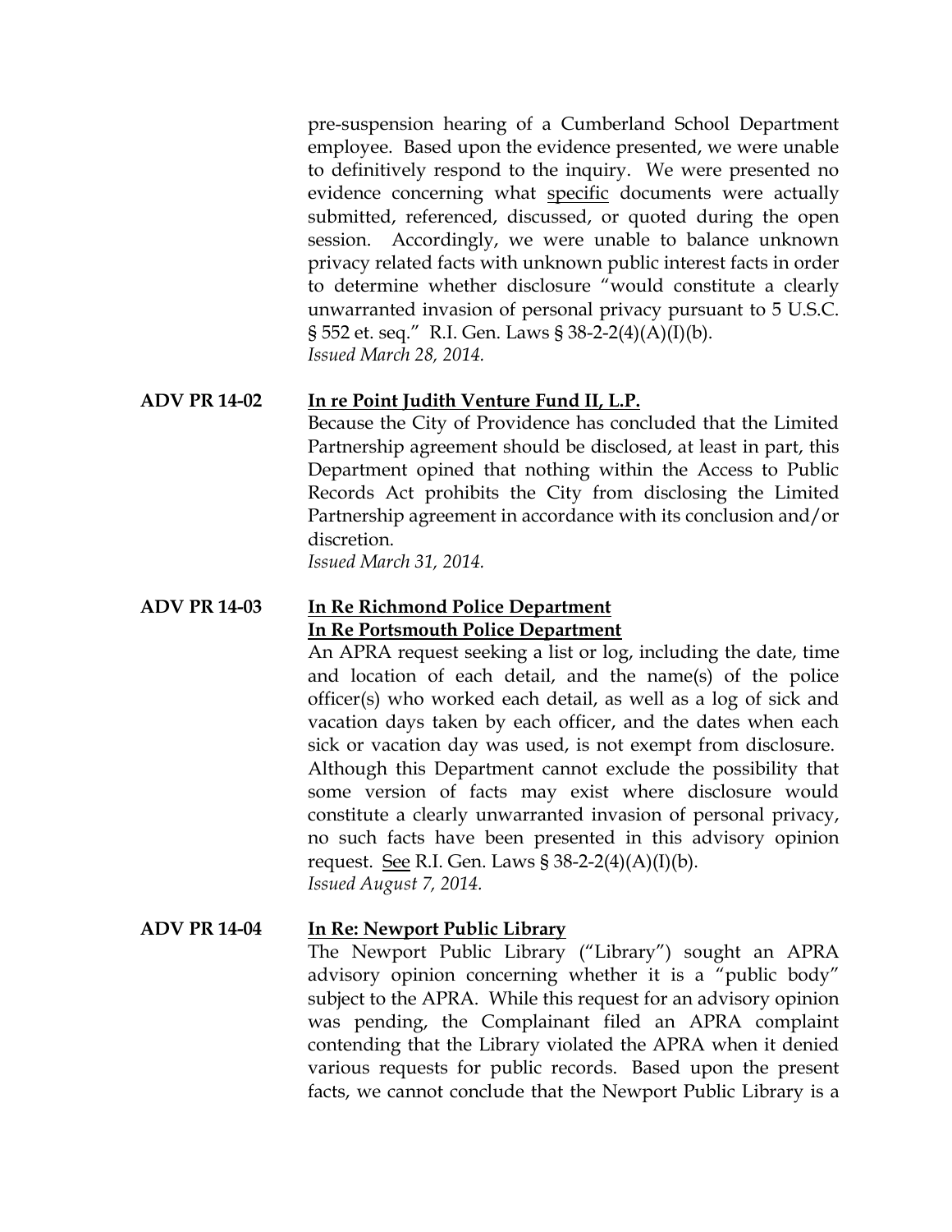pre-suspension hearing of a Cumberland School Department employee. Based upon the evidence presented, we were unable to definitively respond to the inquiry. We were presented no evidence concerning what specific documents were actually submitted, referenced, discussed, or quoted during the open session. Accordingly, we were unable to balance unknown privacy related facts with unknown public interest facts in order to determine whether disclosure "would constitute a clearly unwarranted invasion of personal privacy pursuant to 5 U.S.C. § 552 et. seq." R.I. Gen. Laws § 38-2-2(4)(A)(I)(b).
*Issued March 28, 2014.*

**ADV PR 14-02** **In re Point Judith Venture Fund II, L.P.**

Because the City of Providence has concluded that the Limited Partnership agreement should be disclosed, at least in part, this Department opined that nothing within the Access to Public Records Act prohibits the City from disclosing the Limited Partnership agreement in accordance with its conclusion and/or discretion.
*Issued March 31, 2014.*

**ADV PR 14-03** **In Re Richmond Police Department**
**In Re Portsmouth Police Department**

An APRA request seeking a list or log, including the date, time and location of each detail, and the name(s) of the police officer(s) who worked each detail, as well as a log of sick and vacation days taken by each officer, and the dates when each sick or vacation day was used, is not exempt from disclosure. Although this Department cannot exclude the possibility that some version of facts may exist where disclosure would constitute a clearly unwarranted invasion of personal privacy, no such facts have been presented in this advisory opinion request. See R.I. Gen. Laws § 38-2-2(4)(A)(I)(b).
*Issued August 7, 2014.*

**ADV PR 14-04** **In Re: Newport Public Library**

The Newport Public Library ("Library") sought an APRA advisory opinion concerning whether it is a "public body" subject to the APRA. While this request for an advisory opinion was pending, the Complainant filed an APRA complaint contending that the Library violated the APRA when it denied various requests for public records. Based upon the present facts, we cannot conclude that the Newport Public Library is a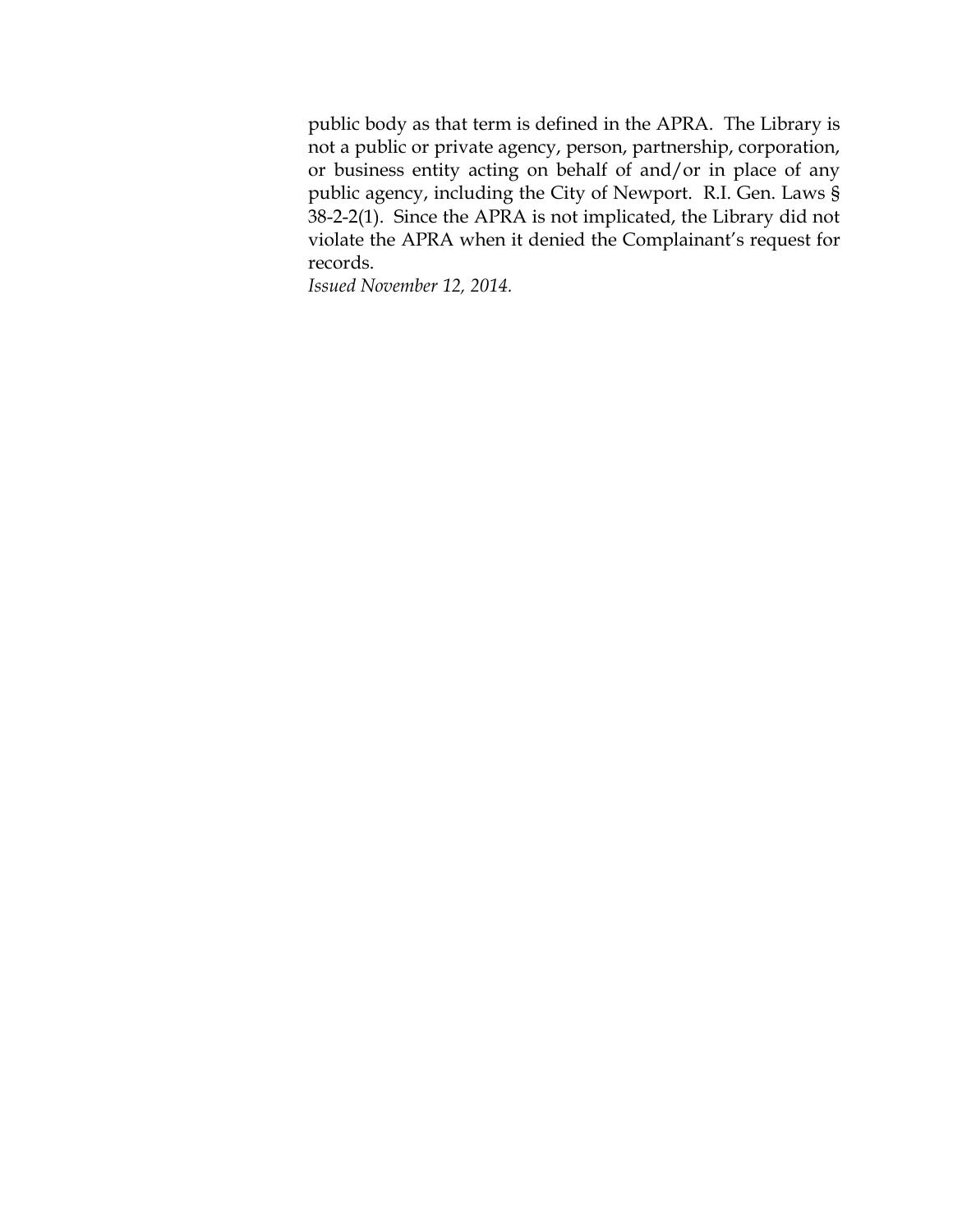public body as that term is defined in the APRA. The Library is not a public or private agency, person, partnership, corporation, or business entity acting on behalf of and/or in place of any public agency, including the City of Newport. R.I. Gen. Laws § 38-2-2(1). Since the APRA is not implicated, the Library did not violate the APRA when it denied the Complainant's request for records.

*Issued November 12, 2014.*